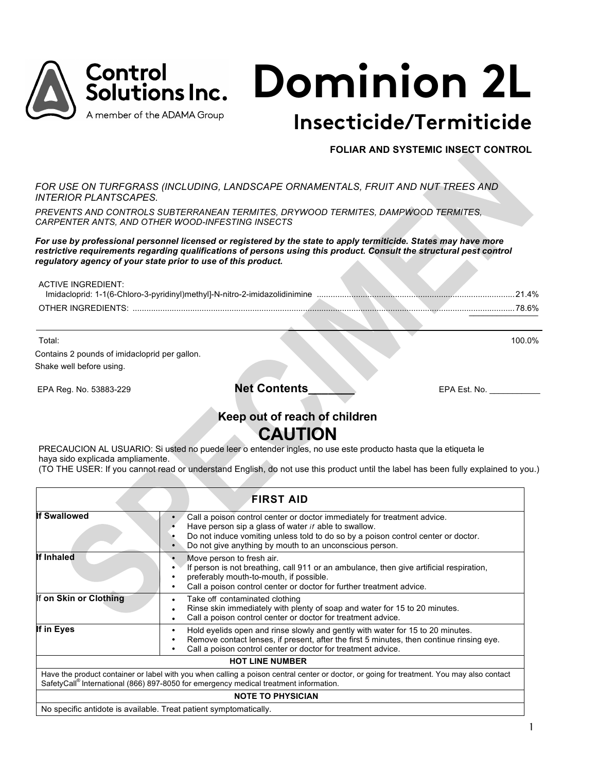Control Solutions Inc.
A member of the ADAMA Group

# Dominion 2L

## Insecticide/Termiticide

**FOLIAR AND SYSTEMIC INSECT CONTROL**

*FOR USE ON TURFGRASS (INCLUDING, LANDSCAPE ORNAMENTALS, FRUIT AND NUT TREES AND INTERIOR PLANTSCAPES.*

*PREVENTS AND CONTROLS SUBTERRANEAN TERMITES, DRYWOOD TERMITES, DAMPWOOD TERMITES, CARPENTER ANTS, AND OTHER WOOD-INFESTING INSECTS*

***For use by professional personnel licensed or registered by the state to apply termiticide. States may have more restrictive requirements regarding qualifications of persons using this product. Consult the structural pest control regulatory agency of your state prior to use of this product.***

ACTIVE INGREDIENT:
Imidacloprid: 1-1(6-Chloro-3-pyridinyl)methyl]-N-nitro-2-imidazolidinimine ........ 21.4%
OTHER INGREDIENTS: ........ 78.6%

Total: 100.0%

Contains 2 pounds of imidacloprid per gallon.
Shake well before using.

EPA Reg. No. 53883-229 **Net Contents_______** EPA Est. No. ___________

**Keep out of reach of children**

**CAUTION**

PRECAUCION AL USUARIO: Si usted no puede leer o entender ingles, no use este producto hasta que la etiqueta le haya sido explicada ampliamente.
(TO THE USER: If you cannot read or understand English, do not use this product until the label has been fully explained to you.)

| **FIRST AID** | |
|---|---|
| **If Swallowed** | • Call a poison control center or doctor immediately for treatment advice.<br>• Have person sip a glass of water *if* able to swallow.<br>• Do not induce vomiting unless told to do so by a poison control center or doctor.<br>• Do not give anything by mouth to an unconscious person. |
| **If Inhaled** | • Move person to fresh air.<br>• If person is not breathing, call 911 or an ambulance, then give artificial respiration,<br>• preferably mouth-to-mouth, if possible.<br>• Call a poison control center or doctor for further treatment advice. |
| If **on Skin or Clothing** | • Take off contaminated clothing<br>• Rinse skin immediately with plenty of soap and water for 15 to 20 minutes.<br>• Call a poison control center or doctor for treatment advice. |
| **If in Eyes** | • Hold eyelids open and rinse slowly and gently with water for 15 to 20 minutes.<br>• Remove contact lenses, if present, after the first 5 minutes, then continue rinsing eye.<br>• Call a poison control center or doctor for treatment advice. |
| **HOT LINE NUMBER** | |
| Have the product container or label with you when calling a poison central center or doctor, or going for treatment. You may also contact SafetyCall® International (866) 897-8050 for emergency medical treatment information. | |
| **NOTE TO PHYSICIAN** | |
| No specific antidote is available. Treat patient symptomatically. | |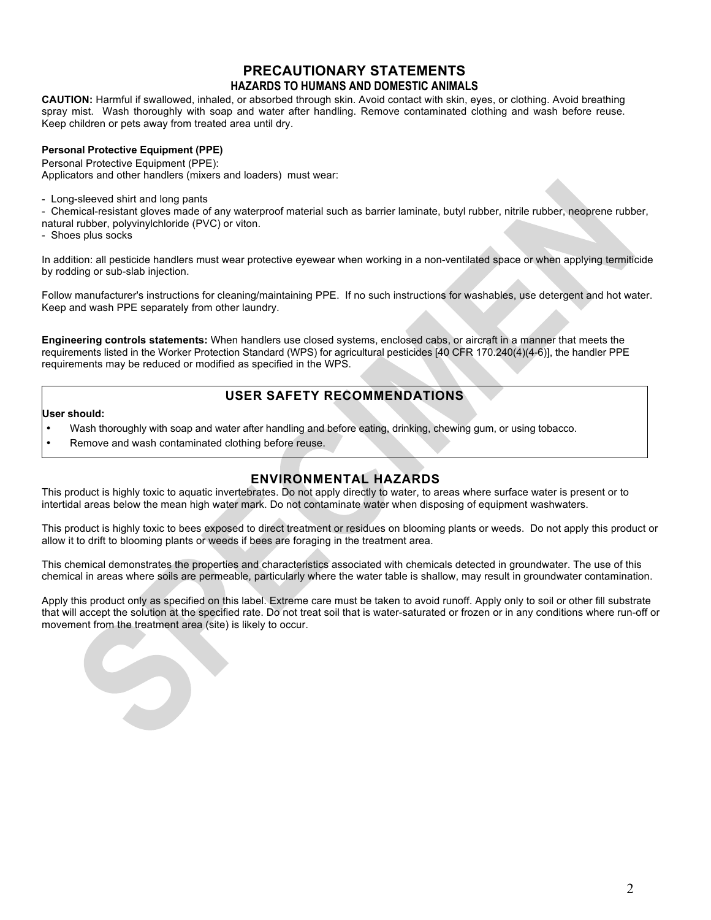# PRECAUTIONARY STATEMENTS

## HAZARDS TO HUMANS AND DOMESTIC ANIMALS

**CAUTION:** Harmful if swallowed, inhaled, or absorbed through skin. Avoid contact with skin, eyes, or clothing. Avoid breathing spray mist. Wash thoroughly with soap and water after handling. Remove contaminated clothing and wash before reuse. Keep children or pets away from treated area until dry.

**Personal Protective Equipment (PPE)**

Personal Protective Equipment (PPE):
Applicators and other handlers (mixers and loaders) must wear:

- Long-sleeved shirt and long pants
- Chemical-resistant gloves made of any waterproof material such as barrier laminate, butyl rubber, nitrile rubber, neoprene rubber, natural rubber, polyvinylchloride (PVC) or viton.
- Shoes plus socks

In addition: all pesticide handlers must wear protective eyewear when working in a non-ventilated space or when applying termiticide by rodding or sub-slab injection.

Follow manufacturer's instructions for cleaning/maintaining PPE. If no such instructions for washables, use detergent and hot water. Keep and wash PPE separately from other laundry.

**Engineering controls statements:** When handlers use closed systems, enclosed cabs, or aircraft in a manner that meets the requirements listed in the Worker Protection Standard (WPS) for agricultural pesticides [40 CFR 170.240(4)(4-6)], the handler PPE requirements may be reduced or modified as specified in the WPS.

## USER SAFETY RECOMMENDATIONS

**User should:**

- Wash thoroughly with soap and water after handling and before eating, drinking, chewing gum, or using tobacco.
- Remove and wash contaminated clothing before reuse.

## ENVIRONMENTAL HAZARDS

This product is highly toxic to aquatic invertebrates. Do not apply directly to water, to areas where surface water is present or to intertidal areas below the mean high water mark. Do not contaminate water when disposing of equipment washwaters.

This product is highly toxic to bees exposed to direct treatment or residues on blooming plants or weeds. Do not apply this product or allow it to drift to blooming plants or weeds if bees are foraging in the treatment area.

This chemical demonstrates the properties and characteristics associated with chemicals detected in groundwater. The use of this chemical in areas where soils are permeable, particularly where the water table is shallow, may result in groundwater contamination.

Apply this product only as specified on this label. Extreme care must be taken to avoid runoff. Apply only to soil or other fill substrate that will accept the solution at the specified rate. Do not treat soil that is water-saturated or frozen or in any conditions where run-off or movement from the treatment area (site) is likely to occur.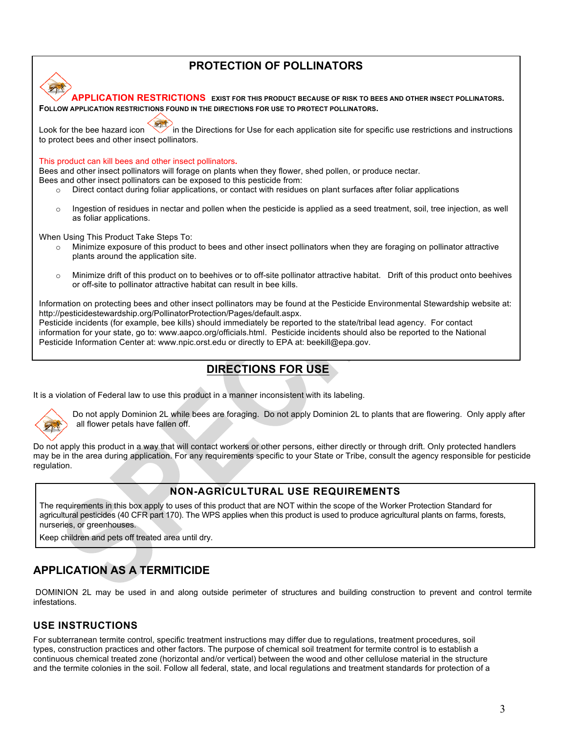## PROTECTION OF POLLINATORS

**APPLICATION RESTRICTIONS** EXIST FOR THIS PRODUCT BECAUSE OF RISK TO BEES AND OTHER INSECT POLLINATORS. FOLLOW APPLICATION RESTRICTIONS FOUND IN THE DIRECTIONS FOR USE TO PROTECT POLLINATORS.

Look for the bee hazard icon in the Directions for Use for each application site for specific use restrictions and instructions to protect bees and other insect pollinators.

This product can kill bees and other insect pollinators.
Bees and other insect pollinators will forage on plants when they flower, shed pollen, or produce nectar.
Bees and other insect pollinators can be exposed to this pesticide from:

- Direct contact during foliar applications, or contact with residues on plant surfaces after foliar applications
- Ingestion of residues in nectar and pollen when the pesticide is applied as a seed treatment, soil, tree injection, as well as foliar applications.

When Using This Product Take Steps To:

- Minimize exposure of this product to bees and other insect pollinators when they are foraging on pollinator attractive plants around the application site.
- Minimize drift of this product on to beehives or to off-site pollinator attractive habitat. Drift of this product onto beehives or off-site to pollinator attractive habitat can result in bee kills.

Information on protecting bees and other insect pollinators may be found at the Pesticide Environmental Stewardship website at: http://pesticidestewardship.org/PollinatorProtection/Pages/default.aspx.
Pesticide incidents (for example, bee kills) should immediately be reported to the state/tribal lead agency. For contact information for your state, go to: www.aapco.org/officials.html. Pesticide incidents should also be reported to the National Pesticide Information Center at: www.npic.orst.edu or directly to EPA at: beekill@epa.gov.

## DIRECTIONS FOR USE

It is a violation of Federal law to use this product in a manner inconsistent with its labeling.

Do not apply Dominion 2L while bees are foraging. Do not apply Dominion 2L to plants that are flowering. Only apply after all flower petals have fallen off.

Do not apply this product in a way that will contact workers or other persons, either directly or through drift. Only protected handlers may be in the area during application. For any requirements specific to your State or Tribe, consult the agency responsible for pesticide regulation.

### NON-AGRICULTURAL USE REQUIREMENTS

The requirements in this box apply to uses of this product that are NOT within the scope of the Worker Protection Standard for agricultural pesticides (40 CFR part 170). The WPS applies when this product is used to produce agricultural plants on farms, forests, nurseries, or greenhouses.

Keep children and pets off treated area until dry.

## APPLICATION AS A TERMITICIDE

DOMINION 2L may be used in and along outside perimeter of structures and building construction to prevent and control termite infestations.

### USE INSTRUCTIONS

For subterranean termite control, specific treatment instructions may differ due to regulations, treatment procedures, soil types, construction practices and other factors. The purpose of chemical soil treatment for termite control is to establish a continuous chemical treated zone (horizontal and/or vertical) between the wood and other cellulose material in the structure and the termite colonies in the soil. Follow all federal, state, and local regulations and treatment standards for protection of a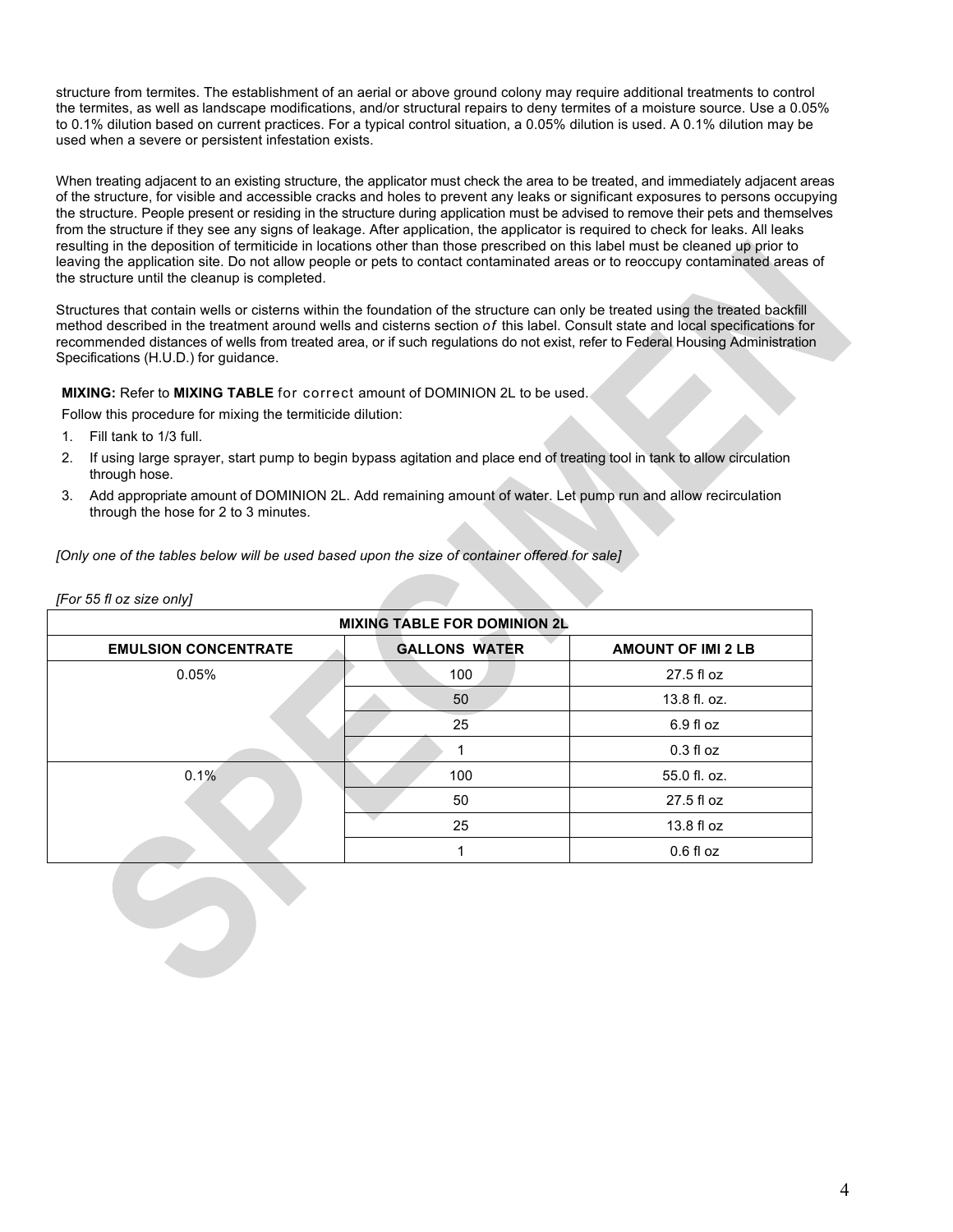structure from termites. The establishment of an aerial or above ground colony may require additional treatments to control the termites, as well as landscape modifications, and/or structural repairs to deny termites of a moisture source. Use a 0.05% to 0.1% dilution based on current practices. For a typical control situation, a 0.05% dilution is used. A 0.1% dilution may be used when a severe or persistent infestation exists.

When treating adjacent to an existing structure, the applicator must check the area to be treated, and immediately adjacent areas of the structure, for visible and accessible cracks and holes to prevent any leaks or significant exposures to persons occupying the structure. People present or residing in the structure during application must be advised to remove their pets and themselves from the structure if they see any signs of leakage. After application, the applicator is required to check for leaks. All leaks resulting in the deposition of termiticide in locations other than those prescribed on this label must be cleaned up prior to leaving the application site. Do not allow people or pets to contact contaminated areas or to reoccupy contaminated areas of the structure until the cleanup is completed.

Structures that contain wells or cisterns within the foundation of the structure can only be treated using the treated backfill method described in the treatment around wells and cisterns section *of* this label. Consult state and local specifications for recommended distances of wells from treated area, or if such regulations do not exist, refer to Federal Housing Administration Specifications (H.U.D.) for guidance.

**MIXING:** Refer to **MIXING TABLE** for correct amount of DOMINION 2L to be used.

Follow this procedure for mixing the termiticide dilution:

1. Fill tank to 1/3 full.
2. If using large sprayer, start pump to begin bypass agitation and place end of treating tool in tank to allow circulation through hose.
3. Add appropriate amount of DOMINION 2L. Add remaining amount of water. Let pump run and allow recirculation through the hose for 2 to 3 minutes.

*[Only one of the tables below will be used based upon the size of container offered for sale]*

*[For 55 fl oz size only]*

| MIXING TABLE FOR DOMINION 2L | | |
|---|---|---|
| **EMULSION CONCENTRATE** | **GALLONS WATER** | **AMOUNT OF IMI 2 LB** |
| 0.05% | 100 | 27.5 fl oz |
| | 50 | 13.8 fl. oz. |
| | 25 | 6.9 fl oz |
| | 1 | 0.3 fl oz |
| 0.1% | 100 | 55.0 fl. oz. |
| | 50 | 27.5 fl oz |
| | 25 | 13.8 fl oz |
| | 1 | 0.6 fl oz |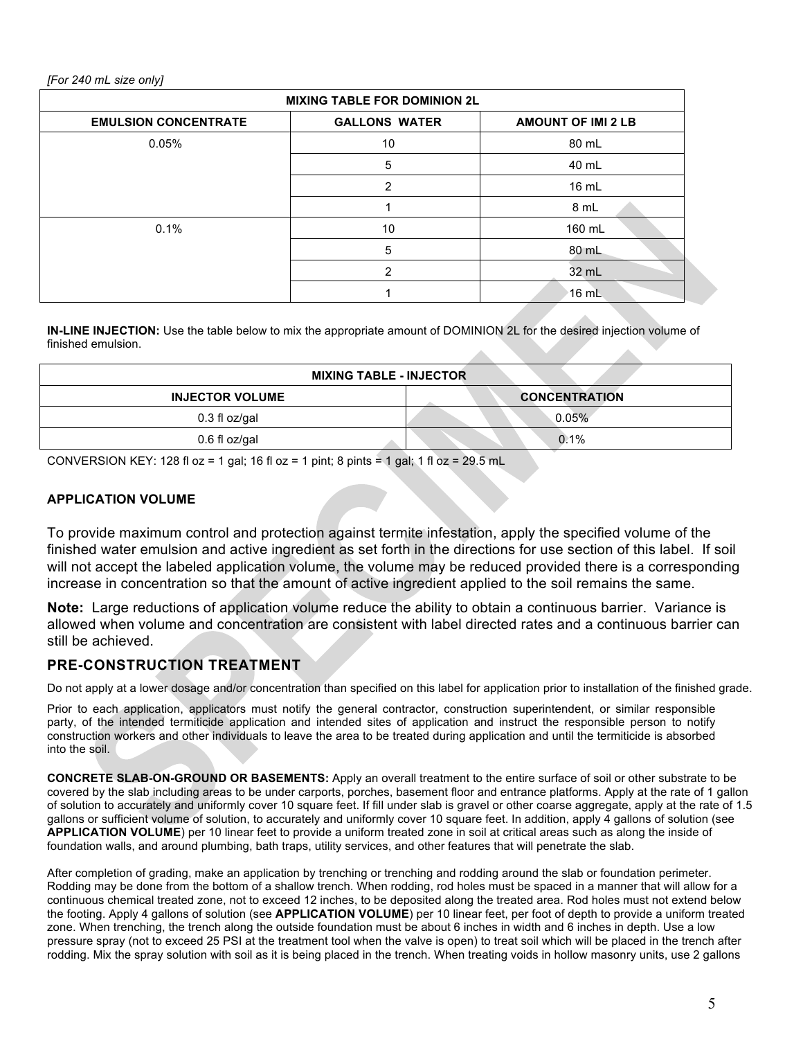*[For 240 mL size only]*

| MIXING TABLE FOR DOMINION 2L | | |
|---|---|---|
| **EMULSION CONCENTRATE** | **GALLONS WATER** | **AMOUNT OF IMI 2 LB** |
| 0.05% | 10 | 80 mL |
| | 5 | 40 mL |
| | 2 | 16 mL |
| | 1 | 8 mL |
| 0.1% | 10 | 160 mL |
| | 5 | 80 mL |
| | 2 | 32 mL |
| | 1 | 16 mL |

**IN-LINE INJECTION:** Use the table below to mix the appropriate amount of DOMINION 2L for the desired injection volume of finished emulsion.

| MIXING TABLE - INJECTOR | |
|---|---|
| **INJECTOR VOLUME** | **CONCENTRATION** |
| 0.3 fl oz/gal | 0.05% |
| 0.6 fl oz/gal | 0.1% |

CONVERSION KEY: 128 fl oz = 1 gal; 16 fl oz = 1 pint; 8 pints = 1 gal; 1 fl oz = 29.5 mL

**APPLICATION VOLUME**

To provide maximum control and protection against termite infestation, apply the specified volume of the finished water emulsion and active ingredient as set forth in the directions for use section of this label. If soil will not accept the labeled application volume, the volume may be reduced provided there is a corresponding increase in concentration so that the amount of active ingredient applied to the soil remains the same.

**Note:** Large reductions of application volume reduce the ability to obtain a continuous barrier. Variance is allowed when volume and concentration are consistent with label directed rates and a continuous barrier can still be achieved.

## PRE-CONSTRUCTION TREATMENT

Do not apply at a lower dosage and/or concentration than specified on this label for application prior to installation of the finished grade.

Prior to each application, applicators must notify the general contractor, construction superintendent, or similar responsible party, of the intended termiticide application and intended sites of application and instruct the responsible person to notify construction workers and other individuals to leave the area to be treated during application and until the termiticide is absorbed into the soil.

**CONCRETE SLAB-ON-GROUND OR BASEMENTS:** Apply an overall treatment to the entire surface of soil or other substrate to be covered by the slab including areas to be under carports, porches, basement floor and entrance platforms. Apply at the rate of 1 gallon of solution to accurately and uniformly cover 10 square feet. If fill under slab is gravel or other coarse aggregate, apply at the rate of 1.5 gallons or sufficient volume of solution, to accurately and uniformly cover 10 square feet. In addition, apply 4 gallons of solution (see **APPLICATION VOLUME**) per 10 linear feet to provide a uniform treated zone in soil at critical areas such as along the inside of foundation walls, and around plumbing, bath traps, utility services, and other features that will penetrate the slab.

After completion of grading, make an application by trenching or trenching and rodding around the slab or foundation perimeter. Rodding may be done from the bottom of a shallow trench. When rodding, rod holes must be spaced in a manner that will allow for a continuous chemical treated zone, not to exceed 12 inches, to be deposited along the treated area. Rod holes must not extend below the footing. Apply 4 gallons of solution (see **APPLICATION VOLUME**) per 10 linear feet, per foot of depth to provide a uniform treated zone. When trenching, the trench along the outside foundation must be about 6 inches in width and 6 inches in depth. Use a low pressure spray (not to exceed 25 PSI at the treatment tool when the valve is open) to treat soil which will be placed in the trench after rodding. Mix the spray solution with soil as it is being placed in the trench. When treating voids in hollow masonry units, use 2 gallons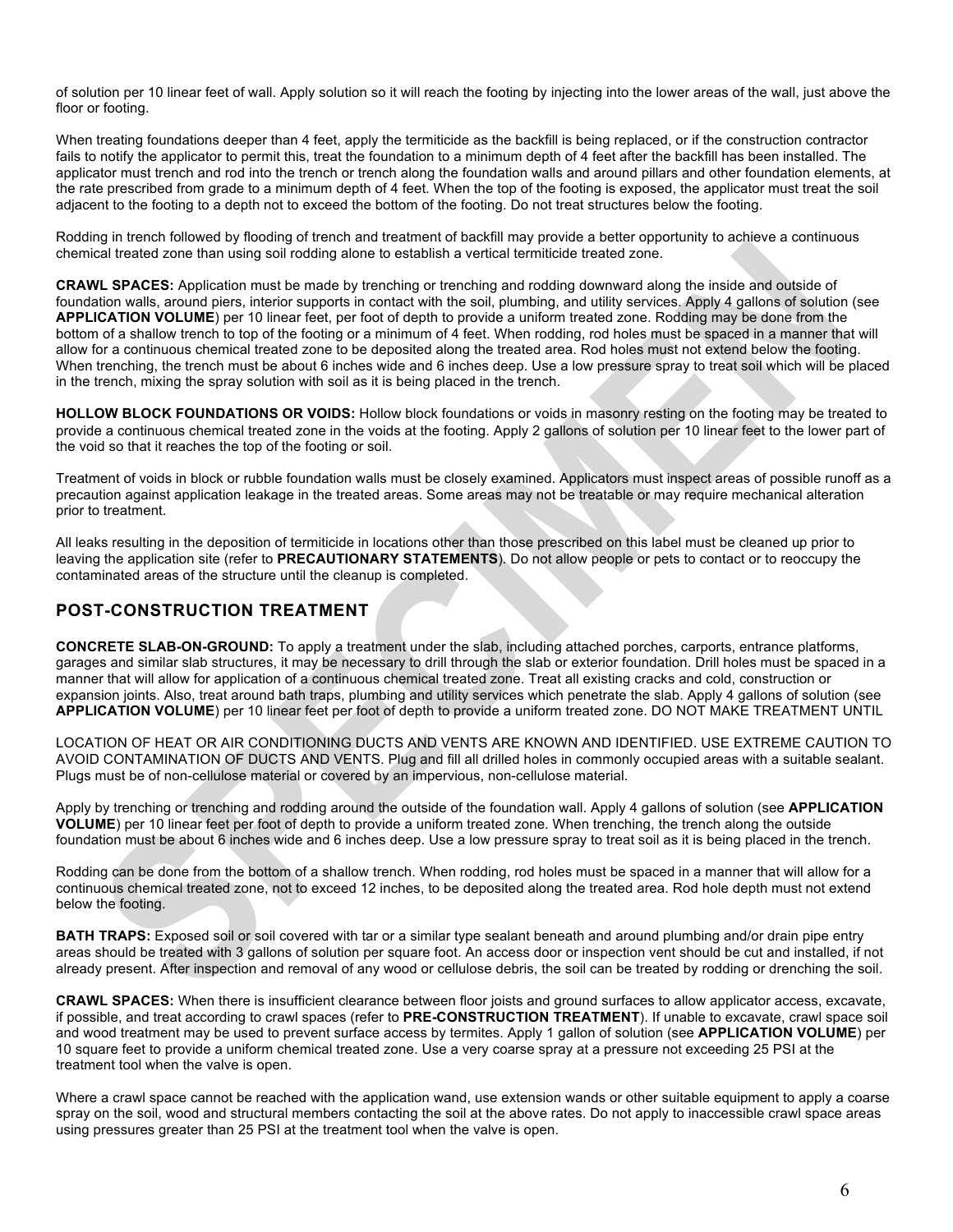of solution per 10 linear feet of wall. Apply solution so it will reach the footing by injecting into the lower areas of the wall, just above the floor or footing.

When treating foundations deeper than 4 feet, apply the termiticide as the backfill is being replaced, or if the construction contractor fails to notify the applicator to permit this, treat the foundation to a minimum depth of 4 feet after the backfill has been installed. The applicator must trench and rod into the trench or trench along the foundation walls and around pillars and other foundation elements, at the rate prescribed from grade to a minimum depth of 4 feet. When the top of the footing is exposed, the applicator must treat the soil adjacent to the footing to a depth not to exceed the bottom of the footing. Do not treat structures below the footing.

Rodding in trench followed by flooding of trench and treatment of backfill may provide a better opportunity to achieve a continuous chemical treated zone than using soil rodding alone to establish a vertical termiticide treated zone.

**CRAWL SPACES:** Application must be made by trenching or trenching and rodding downward along the inside and outside of foundation walls, around piers, interior supports in contact with the soil, plumbing, and utility services. Apply 4 gallons of solution (see **APPLICATION VOLUME**) per 10 linear feet, per foot of depth to provide a uniform treated zone. Rodding may be done from the bottom of a shallow trench to top of the footing or a minimum of 4 feet. When rodding, rod holes must be spaced in a manner that will allow for a continuous chemical treated zone to be deposited along the treated area. Rod holes must not extend below the footing. When trenching, the trench must be about 6 inches wide and 6 inches deep. Use a low pressure spray to treat soil which will be placed in the trench, mixing the spray solution with soil as it is being placed in the trench.

**HOLLOW BLOCK FOUNDATIONS OR VOIDS:** Hollow block foundations or voids in masonry resting on the footing may be treated to provide a continuous chemical treated zone in the voids at the footing. Apply 2 gallons of solution per 10 linear feet to the lower part of the void so that it reaches the top of the footing or soil.

Treatment of voids in block or rubble foundation walls must be closely examined. Applicators must inspect areas of possible runoff as a precaution against application leakage in the treated areas. Some areas may not be treatable or may require mechanical alteration prior to treatment.

All leaks resulting in the deposition of termiticide in locations other than those prescribed on this label must be cleaned up prior to leaving the application site (refer to **PRECAUTIONARY STATEMENTS**). Do not allow people or pets to contact or to reoccupy the contaminated areas of the structure until the cleanup is completed.

## POST-CONSTRUCTION TREATMENT

**CONCRETE SLAB-ON-GROUND:** To apply a treatment under the slab, including attached porches, carports, entrance platforms, garages and similar slab structures, it may be necessary to drill through the slab or exterior foundation. Drill holes must be spaced in a manner that will allow for application of a continuous chemical treated zone. Treat all existing cracks and cold, construction or expansion joints. Also, treat around bath traps, plumbing and utility services which penetrate the slab. Apply 4 gallons of solution (see **APPLICATION VOLUME**) per 10 linear feet per foot of depth to provide a uniform treated zone. DO NOT MAKE TREATMENT UNTIL

LOCATION OF HEAT OR AIR CONDITIONING DUCTS AND VENTS ARE KNOWN AND IDENTIFIED. USE EXTREME CAUTION TO AVOID CONTAMINATION OF DUCTS AND VENTS. Plug and fill all drilled holes in commonly occupied areas with a suitable sealant. Plugs must be of non-cellulose material or covered by an impervious, non-cellulose material.

Apply by trenching or trenching and rodding around the outside of the foundation wall. Apply 4 gallons of solution (see **APPLICATION VOLUME**) per 10 linear feet per foot of depth to provide a uniform treated zone. When trenching, the trench along the outside foundation must be about 6 inches wide and 6 inches deep. Use a low pressure spray to treat soil as it is being placed in the trench.

Rodding can be done from the bottom of a shallow trench. When rodding, rod holes must be spaced in a manner that will allow for a continuous chemical treated zone, not to exceed 12 inches, to be deposited along the treated area. Rod hole depth must not extend below the footing.

**BATH TRAPS:** Exposed soil or soil covered with tar or a similar type sealant beneath and around plumbing and/or drain pipe entry areas should be treated with 3 gallons of solution per square foot. An access door or inspection vent should be cut and installed, if not already present. After inspection and removal of any wood or cellulose debris, the soil can be treated by rodding or drenching the soil.

**CRAWL SPACES:** When there is insufficient clearance between floor joists and ground surfaces to allow applicator access, excavate, if possible, and treat according to crawl spaces (refer to **PRE-CONSTRUCTION TREATMENT**). If unable to excavate, crawl space soil and wood treatment may be used to prevent surface access by termites. Apply 1 gallon of solution (see **APPLICATION VOLUME**) per 10 square feet to provide a uniform chemical treated zone. Use a very coarse spray at a pressure not exceeding 25 PSI at the treatment tool when the valve is open.

Where a crawl space cannot be reached with the application wand, use extension wands or other suitable equipment to apply a coarse spray on the soil, wood and structural members contacting the soil at the above rates. Do not apply to inaccessible crawl space areas using pressures greater than 25 PSI at the treatment tool when the valve is open.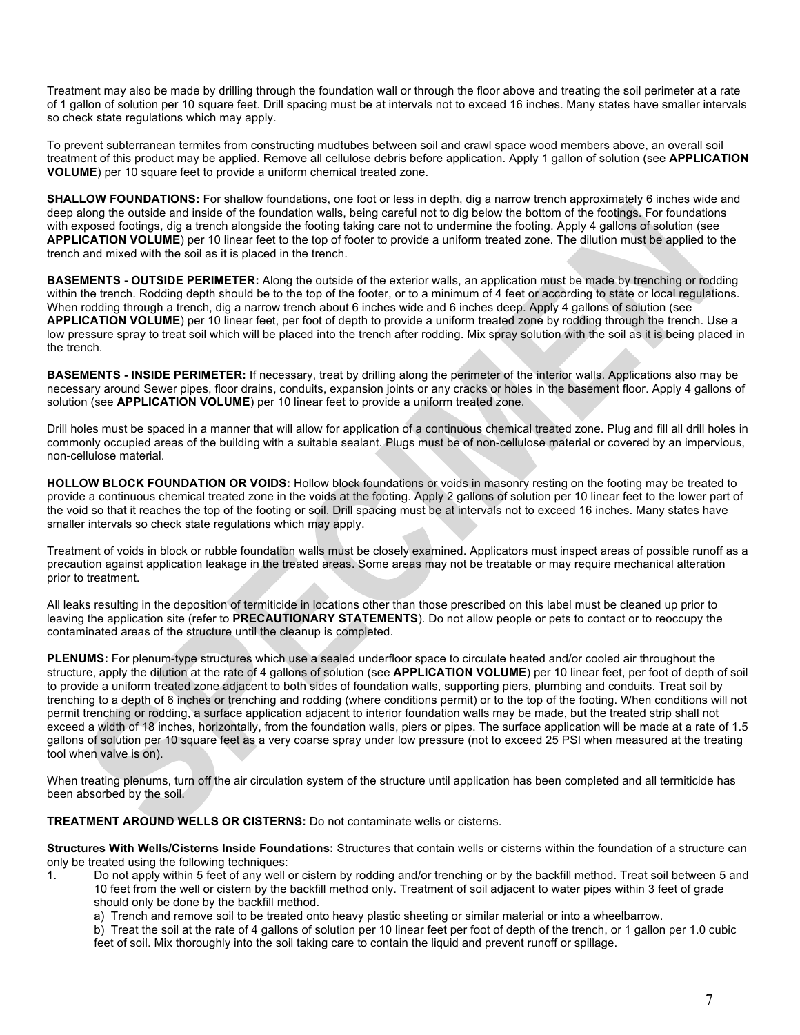Treatment may also be made by drilling through the foundation wall or through the floor above and treating the soil perimeter at a rate of 1 gallon of solution per 10 square feet. Drill spacing must be at intervals not to exceed 16 inches. Many states have smaller intervals so check state regulations which may apply.

To prevent subterranean termites from constructing mudtubes between soil and crawl space wood members above, an overall soil treatment of this product may be applied. Remove all cellulose debris before application. Apply 1 gallon of solution (see **APPLICATION VOLUME**) per 10 square feet to provide a uniform chemical treated zone.

**SHALLOW FOUNDATIONS:** For shallow foundations, one foot or less in depth, dig a narrow trench approximately 6 inches wide and deep along the outside and inside of the foundation walls, being careful not to dig below the bottom of the footings. For foundations with exposed footings, dig a trench alongside the footing taking care not to undermine the footing. Apply 4 gallons of solution (see **APPLICATION VOLUME**) per 10 linear feet to the top of footer to provide a uniform treated zone. The dilution must be applied to the trench and mixed with the soil as it is placed in the trench.

**BASEMENTS - OUTSIDE PERIMETER:** Along the outside of the exterior walls, an application must be made by trenching or rodding within the trench. Rodding depth should be to the top of the footer, or to a minimum of 4 feet or according to state or local regulations. When rodding through a trench, dig a narrow trench about 6 inches wide and 6 inches deep. Apply 4 gallons of solution (see **APPLICATION VOLUME**) per 10 linear feet, per foot of depth to provide a uniform treated zone by rodding through the trench. Use a low pressure spray to treat soil which will be placed into the trench after rodding. Mix spray solution with the soil as it is being placed in the trench.

**BASEMENTS - INSIDE PERIMETER:** If necessary, treat by drilling along the perimeter of the interior walls. Applications also may be necessary around Sewer pipes, floor drains, conduits, expansion joints or any cracks or holes in the basement floor. Apply 4 gallons of solution (see **APPLICATION VOLUME**) per 10 linear feet to provide a uniform treated zone.

Drill holes must be spaced in a manner that will allow for application of a continuous chemical treated zone. Plug and fill all drill holes in commonly occupied areas of the building with a suitable sealant. Plugs must be of non-cellulose material or covered by an impervious, non-cellulose material.

**HOLLOW BLOCK FOUNDATION OR VOIDS:** Hollow block foundations or voids in masonry resting on the footing may be treated to provide a continuous chemical treated zone in the voids at the footing. Apply 2 gallons of solution per 10 linear feet to the lower part of the void so that it reaches the top of the footing or soil. Drill spacing must be at intervals not to exceed 16 inches. Many states have smaller intervals so check state regulations which may apply.

Treatment of voids in block or rubble foundation walls must be closely examined. Applicators must inspect areas of possible runoff as a precaution against application leakage in the treated areas. Some areas may not be treatable or may require mechanical alteration prior to treatment.

All leaks resulting in the deposition of termiticide in locations other than those prescribed on this label must be cleaned up prior to leaving the application site (refer to **PRECAUTIONARY STATEMENTS**). Do not allow people or pets to contact or to reoccupy the contaminated areas of the structure until the cleanup is completed.

**PLENUMS:** For plenum-type structures which use a sealed underfloor space to circulate heated and/or cooled air throughout the structure, apply the dilution at the rate of 4 gallons of solution (see **APPLICATION VOLUME**) per 10 linear feet, per foot of depth of soil to provide a uniform treated zone adjacent to both sides of foundation walls, supporting piers, plumbing and conduits. Treat soil by trenching to a depth of 6 inches or trenching and rodding (where conditions permit) or to the top of the footing. When conditions will not permit trenching or rodding, a surface application adjacent to interior foundation walls may be made, but the treated strip shall not exceed a width of 18 inches, horizontally, from the foundation walls, piers or pipes. The surface application will be made at a rate of 1.5 gallons of solution per 10 square feet as a very coarse spray under low pressure (not to exceed 25 PSI when measured at the treating tool when valve is on).

When treating plenums, turn off the air circulation system of the structure until application has been completed and all termiticide has been absorbed by the soil.

**TREATMENT AROUND WELLS OR CISTERNS:** Do not contaminate wells or cisterns.

**Structures With Wells/Cisterns Inside Foundations:** Structures that contain wells or cisterns within the foundation of a structure can only be treated using the following techniques:

1. Do not apply within 5 feet of any well or cistern by rodding and/or trenching or by the backfill method. Treat soil between 5 and 10 feet from the well or cistern by the backfill method only. Treatment of soil adjacent to water pipes within 3 feet of grade should only be done by the backfill method.
   a) Trench and remove soil to be treated onto heavy plastic sheeting or similar material or into a wheelbarrow.
   b) Treat the soil at the rate of 4 gallons of solution per 10 linear feet per foot of depth of the trench, or 1 gallon per 1.0 cubic feet of soil. Mix thoroughly into the soil taking care to contain the liquid and prevent runoff or spillage.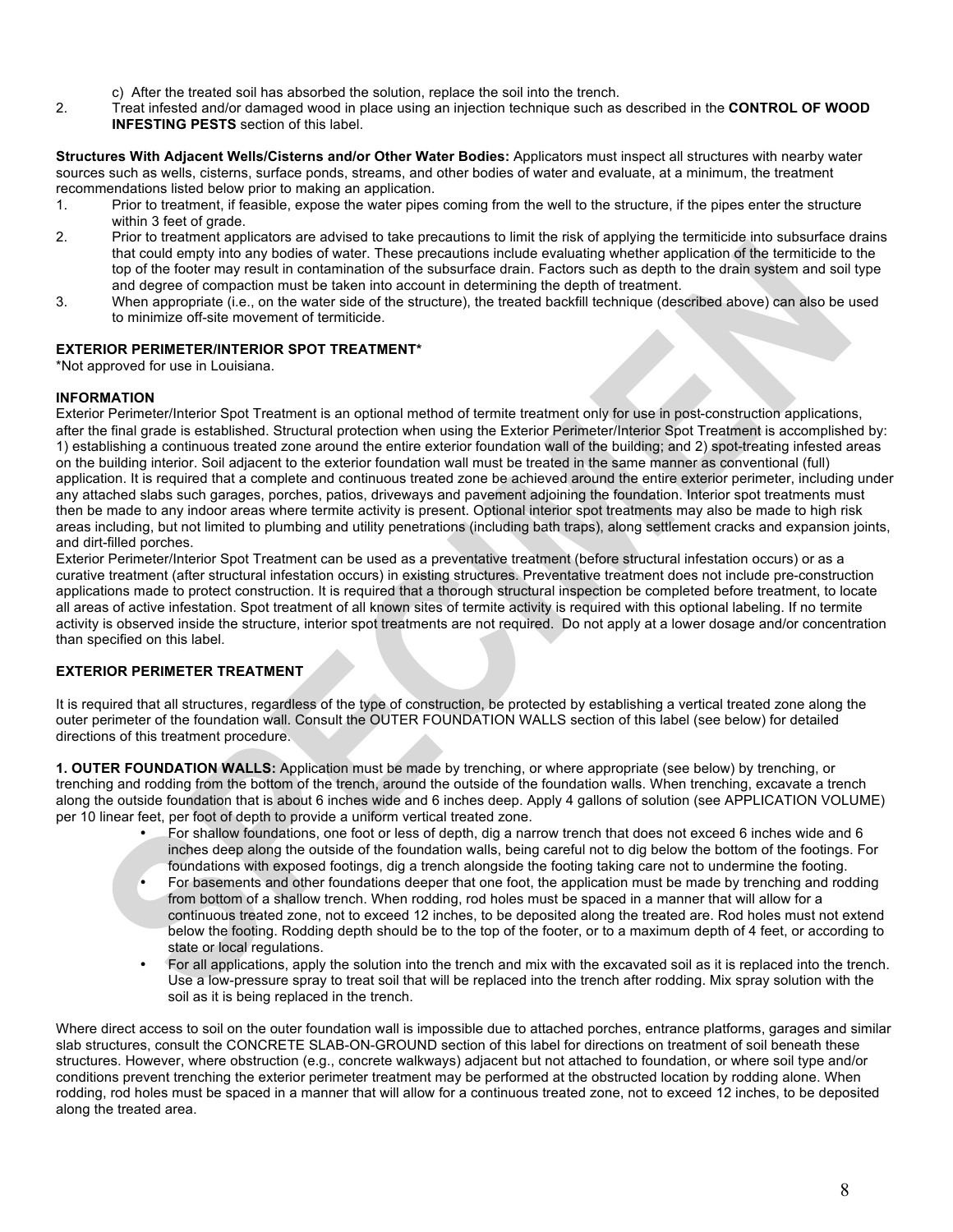c) After the treated soil has absorbed the solution, replace the soil into the trench.

2. Treat infested and/or damaged wood in place using an injection technique such as described in the **CONTROL OF WOOD INFESTING PESTS** section of this label.

**Structures With Adjacent Wells/Cisterns and/or Other Water Bodies:** Applicators must inspect all structures with nearby water sources such as wells, cisterns, surface ponds, streams, and other bodies of water and evaluate, at a minimum, the treatment recommendations listed below prior to making an application.

1. Prior to treatment, if feasible, expose the water pipes coming from the well to the structure, if the pipes enter the structure within 3 feet of grade.
2. Prior to treatment applicators are advised to take precautions to limit the risk of applying the termiticide into subsurface drains that could empty into any bodies of water. These precautions include evaluating whether application of the termiticide to the top of the footer may result in contamination of the subsurface drain. Factors such as depth to the drain system and soil type and degree of compaction must be taken into account in determining the depth of treatment.
3. When appropriate (i.e., on the water side of the structure), the treated backfill technique (described above) can also be used to minimize off-site movement of termiticide.

**EXTERIOR PERIMETER/INTERIOR SPOT TREATMENT***

*Not approved for use in Louisiana.

**INFORMATION**

Exterior Perimeter/Interior Spot Treatment is an optional method of termite treatment only for use in post-construction applications, after the final grade is established. Structural protection when using the Exterior Perimeter/Interior Spot Treatment is accomplished by: 1) establishing a continuous treated zone around the entire exterior foundation wall of the building; and 2) spot-treating infested areas on the building interior. Soil adjacent to the exterior foundation wall must be treated in the same manner as conventional (full) application. It is required that a complete and continuous treated zone be achieved around the entire exterior perimeter, including under any attached slabs such garages, porches, patios, driveways and pavement adjoining the foundation. Interior spot treatments must then be made to any indoor areas where termite activity is present. Optional interior spot treatments may also be made to high risk areas including, but not limited to plumbing and utility penetrations (including bath traps), along settlement cracks and expansion joints, and dirt-filled porches.

Exterior Perimeter/Interior Spot Treatment can be used as a preventative treatment (before structural infestation occurs) or as a curative treatment (after structural infestation occurs) in existing structures. Preventative treatment does not include pre-construction applications made to protect construction. It is required that a thorough structural inspection be completed before treatment, to locate all areas of active infestation. Spot treatment of all known sites of termite activity is required with this optional labeling. If no termite activity is observed inside the structure, interior spot treatments are not required. Do not apply at a lower dosage and/or concentration than specified on this label.

**EXTERIOR PERIMETER TREATMENT**

It is required that all structures, regardless of the type of construction, be protected by establishing a vertical treated zone along the outer perimeter of the foundation wall. Consult the OUTER FOUNDATION WALLS section of this label (see below) for detailed directions of this treatment procedure.

**1. OUTER FOUNDATION WALLS:** Application must be made by trenching, or where appropriate (see below) by trenching, or trenching and rodding from the bottom of the trench, around the outside of the foundation walls. When trenching, excavate a trench along the outside foundation that is about 6 inches wide and 6 inches deep. Apply 4 gallons of solution (see APPLICATION VOLUME) per 10 linear feet, per foot of depth to provide a uniform vertical treated zone.

- For shallow foundations, one foot or less of depth, dig a narrow trench that does not exceed 6 inches wide and 6 inches deep along the outside of the foundation walls, being careful not to dig below the bottom of the footings. For foundations with exposed footings, dig a trench alongside the footing taking care not to undermine the footing.
- For basements and other foundations deeper that one foot, the application must be made by trenching and rodding from bottom of a shallow trench. When rodding, rod holes must be spaced in a manner that will allow for a continuous treated zone, not to exceed 12 inches, to be deposited along the treated are. Rod holes must not extend below the footing. Rodding depth should be to the top of the footer, or to a maximum depth of 4 feet, or according to state or local regulations.
- For all applications, apply the solution into the trench and mix with the excavated soil as it is replaced into the trench. Use a low-pressure spray to treat soil that will be replaced into the trench after rodding. Mix spray solution with the soil as it is being replaced in the trench.

Where direct access to soil on the outer foundation wall is impossible due to attached porches, entrance platforms, garages and similar slab structures, consult the CONCRETE SLAB-ON-GROUND section of this label for directions on treatment of soil beneath these structures. However, where obstruction (e.g., concrete walkways) adjacent but not attached to foundation, or where soil type and/or conditions prevent trenching the exterior perimeter treatment may be performed at the obstructed location by rodding alone. When rodding, rod holes must be spaced in a manner that will allow for a continuous treated zone, not to exceed 12 inches, to be deposited along the treated area.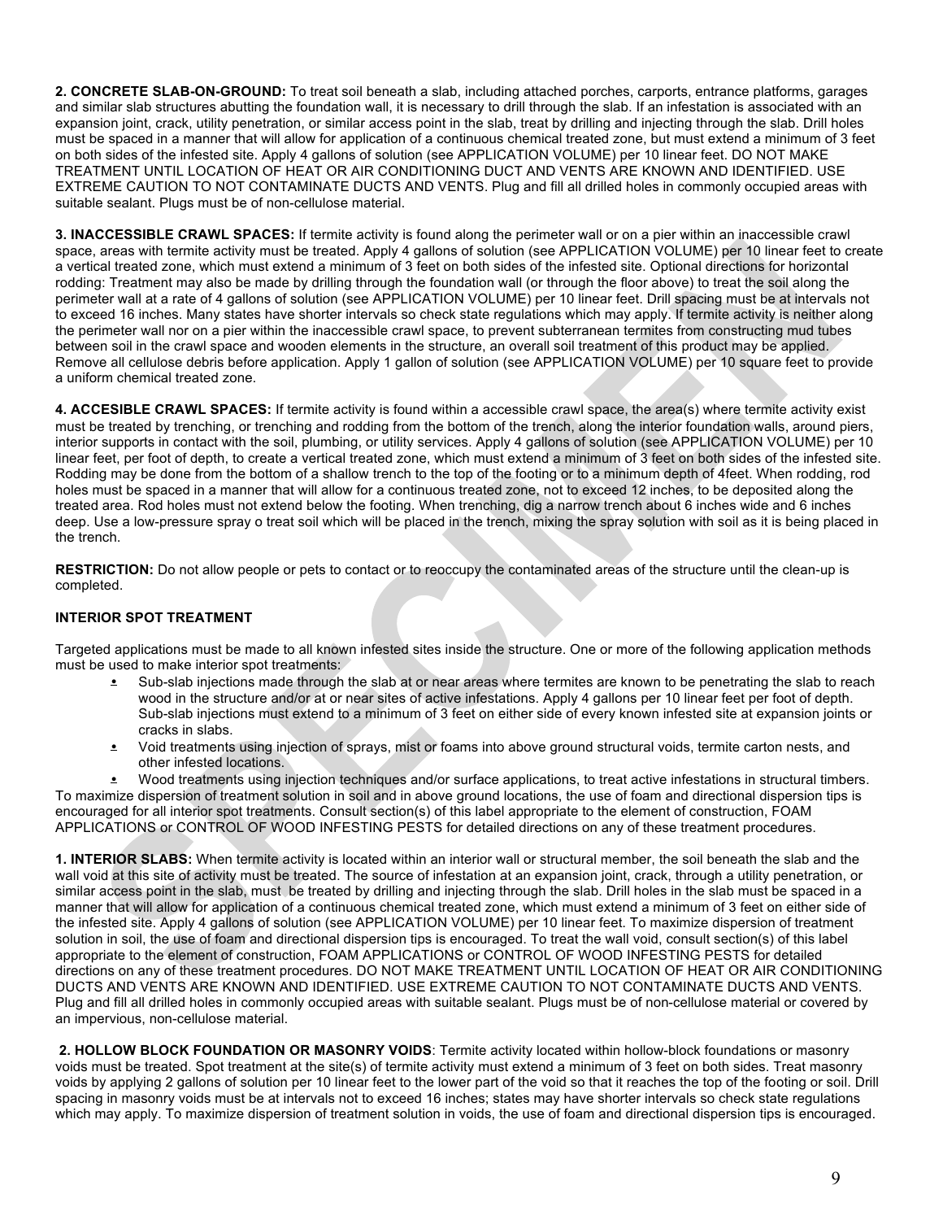**2. CONCRETE SLAB-ON-GROUND:** To treat soil beneath a slab, including attached porches, carports, entrance platforms, garages and similar slab structures abutting the foundation wall, it is necessary to drill through the slab. If an infestation is associated with an expansion joint, crack, utility penetration, or similar access point in the slab, treat by drilling and injecting through the slab. Drill holes must be spaced in a manner that will allow for application of a continuous chemical treated zone, but must extend a minimum of 3 feet on both sides of the infested site. Apply 4 gallons of solution (see APPLICATION VOLUME) per 10 linear feet. DO NOT MAKE TREATMENT UNTIL LOCATION OF HEAT OR AIR CONDITIONING DUCT AND VENTS ARE KNOWN AND IDENTIFIED. USE EXTREME CAUTION TO NOT CONTAMINATE DUCTS AND VENTS. Plug and fill all drilled holes in commonly occupied areas with suitable sealant. Plugs must be of non-cellulose material.

**3. INACCESSIBLE CRAWL SPACES:** If termite activity is found along the perimeter wall or on a pier within an inaccessible crawl space, areas with termite activity must be treated. Apply 4 gallons of solution (see APPLICATION VOLUME) per 10 linear feet to create a vertical treated zone, which must extend a minimum of 3 feet on both sides of the infested site. Optional directions for horizontal rodding: Treatment may also be made by drilling through the foundation wall (or through the floor above) to treat the soil along the perimeter wall at a rate of 4 gallons of solution (see APPLICATION VOLUME) per 10 linear feet. Drill spacing must be at intervals not to exceed 16 inches. Many states have shorter intervals so check state regulations which may apply. If termite activity is neither along the perimeter wall nor on a pier within the inaccessible crawl space, to prevent subterranean termites from constructing mud tubes between soil in the crawl space and wooden elements in the structure, an overall soil treatment of this product may be applied. Remove all cellulose debris before application. Apply 1 gallon of solution (see APPLICATION VOLUME) per 10 square feet to provide a uniform chemical treated zone.

**4. ACCESIBLE CRAWL SPACES:** If termite activity is found within a accessible crawl space, the area(s) where termite activity exist must be treated by trenching, or trenching and rodding from the bottom of the trench, along the interior foundation walls, around piers, interior supports in contact with the soil, plumbing, or utility services. Apply 4 gallons of solution (see APPLICATION VOLUME) per 10 linear feet, per foot of depth, to create a vertical treated zone, which must extend a minimum of 3 feet on both sides of the infested site. Rodding may be done from the bottom of a shallow trench to the top of the footing or to a minimum depth of 4feet. When rodding, rod holes must be spaced in a manner that will allow for a continuous treated zone, not to exceed 12 inches, to be deposited along the treated area. Rod holes must not extend below the footing. When trenching, dig a narrow trench about 6 inches wide and 6 inches deep. Use a low-pressure spray o treat soil which will be placed in the trench, mixing the spray solution with soil as it is being placed in the trench.

**RESTRICTION:** Do not allow people or pets to contact or to reoccupy the contaminated areas of the structure until the clean-up is completed.

**INTERIOR SPOT TREATMENT**

Targeted applications must be made to all known infested sites inside the structure. One or more of the following application methods must be used to make interior spot treatments:

- Sub-slab injections made through the slab at or near areas where termites are known to be penetrating the slab to reach wood in the structure and/or at or near sites of active infestations. Apply 4 gallons per 10 linear feet per foot of depth. Sub-slab injections must extend to a minimum of 3 feet on either side of every known infested site at expansion joints or cracks in slabs.
- Void treatments using injection of sprays, mist or foams into above ground structural voids, termite carton nests, and other infested locations.
- Wood treatments using injection techniques and/or surface applications, to treat active infestations in structural timbers.

To maximize dispersion of treatment solution in soil and in above ground locations, the use of foam and directional dispersion tips is encouraged for all interior spot treatments. Consult section(s) of this label appropriate to the element of construction, FOAM APPLICATIONS or CONTROL OF WOOD INFESTING PESTS for detailed directions on any of these treatment procedures.

**1. INTERIOR SLABS:** When termite activity is located within an interior wall or structural member, the soil beneath the slab and the wall void at this site of activity must be treated. The source of infestation at an expansion joint, crack, through a utility penetration, or similar access point in the slab, must be treated by drilling and injecting through the slab. Drill holes in the slab must be spaced in a manner that will allow for application of a continuous chemical treated zone, which must extend a minimum of 3 feet on either side of the infested site. Apply 4 gallons of solution (see APPLICATION VOLUME) per 10 linear feet. To maximize dispersion of treatment solution in soil, the use of foam and directional dispersion tips is encouraged. To treat the wall void, consult section(s) of this label appropriate to the element of construction, FOAM APPLICATIONS or CONTROL OF WOOD INFESTING PESTS for detailed directions on any of these treatment procedures. DO NOT MAKE TREATMENT UNTIL LOCATION OF HEAT OR AIR CONDITIONING DUCTS AND VENTS ARE KNOWN AND IDENTIFIED. USE EXTREME CAUTION TO NOT CONTAMINATE DUCTS AND VENTS. Plug and fill all drilled holes in commonly occupied areas with suitable sealant. Plugs must be of non-cellulose material or covered by an impervious, non-cellulose material.

**2. HOLLOW BLOCK FOUNDATION OR MASONRY VOIDS**: Termite activity located within hollow-block foundations or masonry voids must be treated. Spot treatment at the site(s) of termite activity must extend a minimum of 3 feet on both sides. Treat masonry voids by applying 2 gallons of solution per 10 linear feet to the lower part of the void so that it reaches the top of the footing or soil. Drill spacing in masonry voids must be at intervals not to exceed 16 inches; states may have shorter intervals so check state regulations which may apply. To maximize dispersion of treatment solution in voids, the use of foam and directional dispersion tips is encouraged.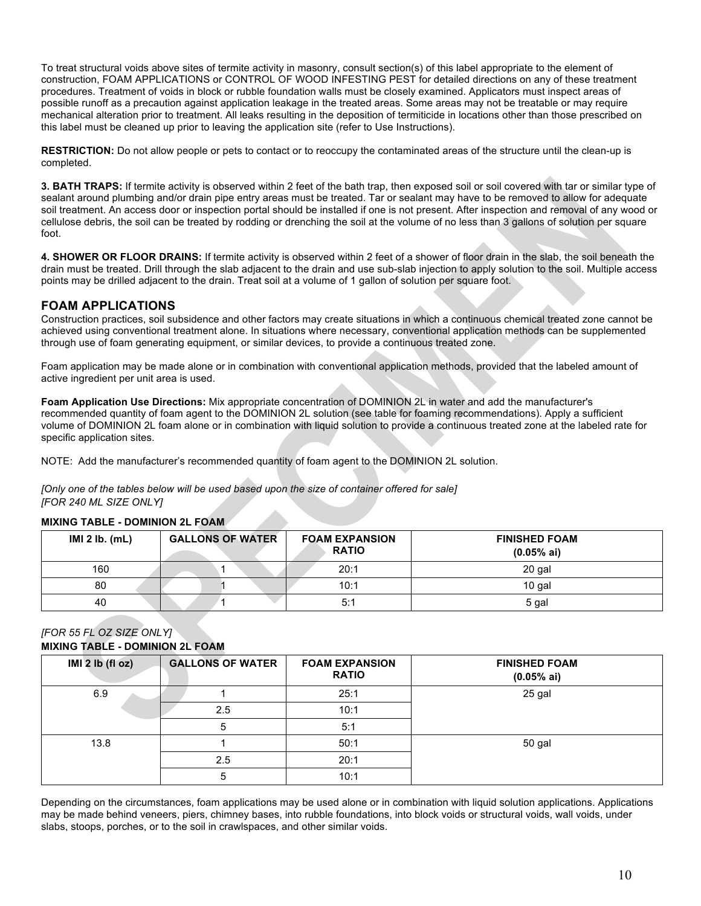To treat structural voids above sites of termite activity in masonry, consult section(s) of this label appropriate to the element of construction, FOAM APPLICATIONS or CONTROL OF WOOD INFESTING PEST for detailed directions on any of these treatment procedures. Treatment of voids in block or rubble foundation walls must be closely examined. Applicators must inspect areas of possible runoff as a precaution against application leakage in the treated areas. Some areas may not be treatable or may require mechanical alteration prior to treatment. All leaks resulting in the deposition of termiticide in locations other than those prescribed on this label must be cleaned up prior to leaving the application site (refer to Use Instructions).

**RESTRICTION:** Do not allow people or pets to contact or to reoccupy the contaminated areas of the structure until the clean-up is completed.

**3. BATH TRAPS:** If termite activity is observed within 2 feet of the bath trap, then exposed soil or soil covered with tar or similar type of sealant around plumbing and/or drain pipe entry areas must be treated. Tar or sealant may have to be removed to allow for adequate soil treatment. An access door or inspection portal should be installed if one is not present. After inspection and removal of any wood or cellulose debris, the soil can be treated by rodding or drenching the soil at the volume of no less than 3 gallons of solution per square foot.

**4. SHOWER OR FLOOR DRAINS:** If termite activity is observed within 2 feet of a shower of floor drain in the slab, the soil beneath the drain must be treated. Drill through the slab adjacent to the drain and use sub-slab injection to apply solution to the soil. Multiple access points may be drilled adjacent to the drain. Treat soil at a volume of 1 gallon of solution per square foot.

## FOAM APPLICATIONS

Construction practices, soil subsidence and other factors may create situations in which a continuous chemical treated zone cannot be achieved using conventional treatment alone. In situations where necessary, conventional application methods can be supplemented through use of foam generating equipment, or similar devices, to provide a continuous treated zone.

Foam application may be made alone or in combination with conventional application methods, provided that the labeled amount of active ingredient per unit area is used.

**Foam Application Use Directions:** Mix appropriate concentration of DOMINION 2L in water and add the manufacturer's recommended quantity of foam agent to the DOMINION 2L solution (see table for foaming recommendations). Apply a sufficient volume of DOMINION 2L foam alone or in combination with liquid solution to provide a continuous treated zone at the labeled rate for specific application sites.

NOTE: Add the manufacturer's recommended quantity of foam agent to the DOMINION 2L solution.

*[Only one of the tables below will be used based upon the size of container offered for sale]*
*[FOR 240 ML SIZE ONLY]*

**MIXING TABLE - DOMINION 2L FOAM**

| IMI 2 lb. (mL) | GALLONS OF WATER | FOAM EXPANSION RATIO | FINISHED FOAM (0.05% ai) |
|---|---|---|---|
| 160 | 1 | 20:1 | 20 gal |
| 80 | 1 | 10:1 | 10 gal |
| 40 | 1 | 5:1 | 5 gal |

*[FOR 55 FL OZ SIZE ONLY]*
**MIXING TABLE - DOMINION 2L FOAM**

| IMI 2 lb (fl oz) | GALLONS OF WATER | FOAM EXPANSION RATIO | FINISHED FOAM (0.05% ai) |
|---|---|---|---|
| 6.9 | 1 | 25:1 | 25 gal |
| | 2.5 | 10:1 | |
| | 5 | 5:1 | |
| 13.8 | 1 | 50:1 | 50 gal |
| | 2.5 | 20:1 | |
| | 5 | 10:1 | |

Depending on the circumstances, foam applications may be used alone or in combination with liquid solution applications. Applications may be made behind veneers, piers, chimney bases, into rubble foundations, into block voids or structural voids, wall voids, under slabs, stoops, porches, or to the soil in crawlspaces, and other similar voids.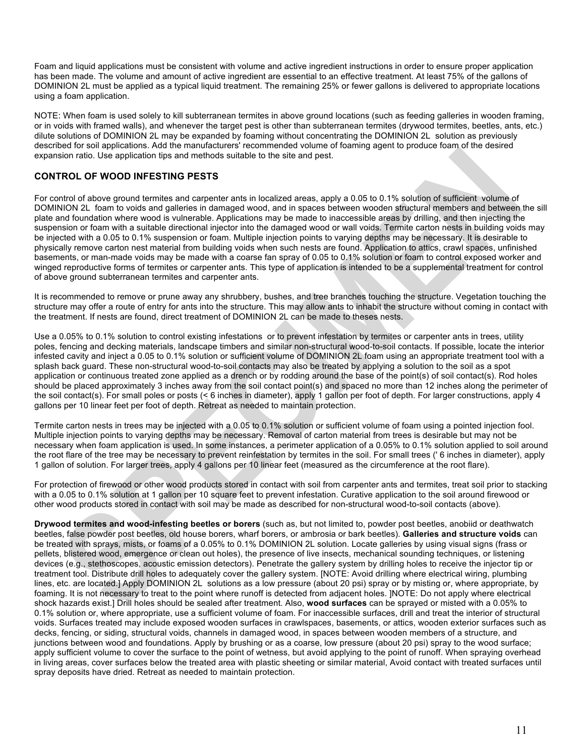Foam and liquid applications must be consistent with volume and active ingredient instructions in order to ensure proper application has been made. The volume and amount of active ingredient are essential to an effective treatment. At least 75% of the gallons of DOMINION 2L must be applied as a typical liquid treatment. The remaining 25% or fewer gallons is delivered to appropriate locations using a foam application.

NOTE: When foam is used solely to kill subterranean termites in above ground locations (such as feeding galleries in wooden framing, or in voids with framed walls), and whenever the target pest is other than subterranean termites (drywood termites, beetles, ants, etc.) dilute solutions of DOMINION 2L may be expanded by foaming without concentrating the DOMINION 2L solution as previously described for soil applications. Add the manufacturers' recommended volume of foaming agent to produce foam of the desired expansion ratio. Use application tips and methods suitable to the site and pest.

## CONTROL OF WOOD INFESTING PESTS

For control of above ground termites and carpenter ants in localized areas, apply a 0.05 to 0.1% solution of sufficient volume of DOMINION 2L foam to voids and galleries in damaged wood, and in spaces between wooden structural members and between the sill plate and foundation where wood is vulnerable. Applications may be made to inaccessible areas by drilling, and then injecting the suspension or foam with a suitable directional injector into the damaged wood or wall voids. Termite carton nests in building voids may be injected with a 0.05 to 0.1% suspension or foam. Multiple injection points to varying depths may be necessary. It is desirable to physically remove carton nest material from building voids when such nests are found. Application to attics, crawl spaces, unfinished basements, or man-made voids may be made with a coarse fan spray of 0.05 to 0.1% solution or foam to control exposed worker and winged reproductive forms of termites or carpenter ants. This type of application is intended to be a supplemental treatment for control of above ground subterranean termites and carpenter ants.

It is recommended to remove or prune away any shrubbery, bushes, and tree branches touching the structure. Vegetation touching the structure may offer a route of entry for ants into the structure. This may allow ants to inhabit the structure without coming in contact with the treatment. If nests are found, direct treatment of DOMINION 2L can be made to theses nests.

Use a 0.05% to 0.1% solution to control existing infestations or to prevent infestation by termites or carpenter ants in trees, utility poles, fencing and decking materials, landscape timbers and similar non-structural wood-to-soil contacts. If possible, locate the interior infested cavity and inject a 0.05 to 0.1% solution or sufficient volume of DOMINION 2L foam using an appropriate treatment tool with a splash back guard. These non-structural wood-to-soil contacts may also be treated by applying a solution to the soil as a spot application or continuous treated zone applied as a drench or by rodding around the base of the point(s) of soil contact(s). Rod holes should be placed approximately 3 inches away from the soil contact point(s) and spaced no more than 12 inches along the perimeter of the soil contact(s). For small poles or posts (< 6 inches in diameter), apply 1 gallon per foot of depth. For larger constructions, apply 4 gallons per 10 linear feet per foot of depth. Retreat as needed to maintain protection.

Termite carton nests in trees may be injected with a 0.05 to 0.1% solution or sufficient volume of foam using a pointed injection fool. Multiple injection points to varying depths may be necessary. Removal of carton material from trees is desirable but may not be necessary when foam application is used. In some instances, a perimeter application of a 0.05% to 0.1% solution applied to soil around the root flare of the tree may be necessary to prevent reinfestation by termites in the soil. For small trees (' 6 inches in diameter), apply 1 gallon of solution. For larger trees, apply 4 gallons per 10 linear feet (measured as the circumference at the root flare).

For protection of firewood or other wood products stored in contact with soil from carpenter ants and termites, treat soil prior to stacking with a 0.05 to 0.1% solution at 1 gallon per 10 square feet to prevent infestation. Curative application to the soil around firewood or other wood products stored in contact with soil may be made as described for non-structural wood-to-soil contacts (above).

**Drywood termites and wood-infesting beetles or borers** (such as, but not limited to, powder post beetles, anobiid or deathwatch beetles, false powder post beetles, old house borers, wharf borers, or ambrosia or bark beetles). **Galleries and structure voids** can be treated with sprays, mists, or foams of a 0.05% to 0.1% DOMINION 2L solution. Locate galleries by using visual signs (frass or pellets, blistered wood, emergence or clean out holes), the presence of live insects, mechanical sounding techniques, or listening devices (e.g., stethoscopes, acoustic emission detectors). Penetrate the gallery system by drilling holes to receive the injector tip or treatment tool. Distribute drill holes to adequately cover the gallery system. [NOTE: Avoid drilling where electrical wiring, plumbing lines, etc. are located.] Apply DOMINION 2L solutions as a low pressure (about 20 psi) spray or by misting or, where appropriate, by foaming. It is not necessary to treat to the point where runoff is detected from adjacent holes. ]NOTE: Do not apply where electrical shock hazards exist.] Drill holes should be sealed after treatment. Also, **wood surfaces** can be sprayed or misted with a 0.05% to 0.1% solution or, where appropriate, use a sufficient volume of foam. For inaccessible surfaces, drill and treat the interior of structural voids. Surfaces treated may include exposed wooden surfaces in crawlspaces, basements, or attics, wooden exterior surfaces such as decks, fencing, or siding, structural voids, channels in damaged wood, in spaces between wooden members of a structure, and junctions between wood and foundations. Apply by brushing or as a coarse, low pressure (about 20 psi) spray to the wood surface; apply sufficient volume to cover the surface to the point of wetness, but avoid applying to the point of runoff. When spraying overhead in living areas, cover surfaces below the treated area with plastic sheeting or similar material, Avoid contact with treated surfaces until spray deposits have dried. Retreat as needed to maintain protection.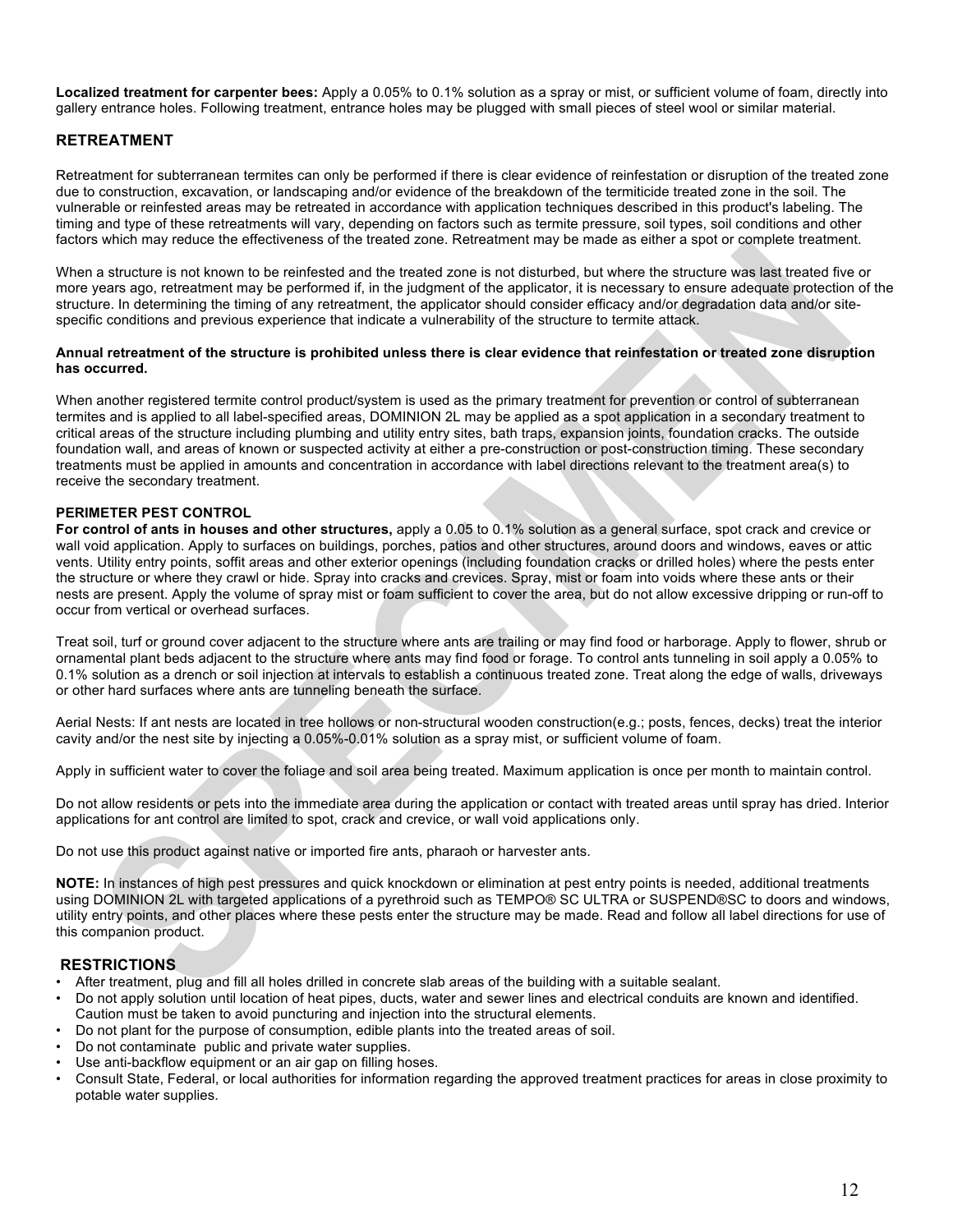**Localized treatment for carpenter bees:** Apply a 0.05% to 0.1% solution as a spray or mist, or sufficient volume of foam, directly into gallery entrance holes. Following treatment, entrance holes may be plugged with small pieces of steel wool or similar material.

## RETREATMENT

Retreatment for subterranean termites can only be performed if there is clear evidence of reinfestation or disruption of the treated zone due to construction, excavation, or landscaping and/or evidence of the breakdown of the termiticide treated zone in the soil. The vulnerable or reinfested areas may be retreated in accordance with application techniques described in this product's labeling. The timing and type of these retreatments will vary, depending on factors such as termite pressure, soil types, soil conditions and other factors which may reduce the effectiveness of the treated zone. Retreatment may be made as either a spot or complete treatment.

When a structure is not known to be reinfested and the treated zone is not disturbed, but where the structure was last treated five or more years ago, retreatment may be performed if, in the judgment of the applicator, it is necessary to ensure adequate protection of the structure. In determining the timing of any retreatment, the applicator should consider efficacy and/or degradation data and/or site-specific conditions and previous experience that indicate a vulnerability of the structure to termite attack.

**Annual retreatment of the structure is prohibited unless there is clear evidence that reinfestation or treated zone disruption has occurred.**

When another registered termite control product/system is used as the primary treatment for prevention or control of subterranean termites and is applied to all label-specified areas, DOMINION 2L may be applied as a spot application in a secondary treatment to critical areas of the structure including plumbing and utility entry sites, bath traps, expansion joints, foundation cracks. The outside foundation wall, and areas of known or suspected activity at either a pre-construction or post-construction timing. These secondary treatments must be applied in amounts and concentration in accordance with label directions relevant to the treatment area(s) to receive the secondary treatment.

### PERIMETER PEST CONTROL

**For control of ants in houses and other structures,** apply a 0.05 to 0.1% solution as a general surface, spot crack and crevice or wall void application. Apply to surfaces on buildings, porches, patios and other structures, around doors and windows, eaves or attic vents. Utility entry points, soffit areas and other exterior openings (including foundation cracks or drilled holes) where the pests enter the structure or where they crawl or hide. Spray into cracks and crevices. Spray, mist or foam into voids where these ants or their nests are present. Apply the volume of spray mist or foam sufficient to cover the area, but do not allow excessive dripping or run-off to occur from vertical or overhead surfaces.

Treat soil, turf or ground cover adjacent to the structure where ants are trailing or may find food or harborage. Apply to flower, shrub or ornamental plant beds adjacent to the structure where ants may find food or forage. To control ants tunneling in soil apply a 0.05% to 0.1% solution as a drench or soil injection at intervals to establish a continuous treated zone. Treat along the edge of walls, driveways or other hard surfaces where ants are tunneling beneath the surface.

Aerial Nests: If ant nests are located in tree hollows or non-structural wooden construction(e.g.; posts, fences, decks) treat the interior cavity and/or the nest site by injecting a 0.05%-0.01% solution as a spray mist, or sufficient volume of foam.

Apply in sufficient water to cover the foliage and soil area being treated. Maximum application is once per month to maintain control.

Do not allow residents or pets into the immediate area during the application or contact with treated areas until spray has dried. Interior applications for ant control are limited to spot, crack and crevice, or wall void applications only.

Do not use this product against native or imported fire ants, pharaoh or harvester ants.

**NOTE:** In instances of high pest pressures and quick knockdown or elimination at pest entry points is needed, additional treatments using DOMINION 2L with targeted applications of a pyrethroid such as TEMPO® SC ULTRA or SUSPEND®SC to doors and windows, utility entry points, and other places where these pests enter the structure may be made. Read and follow all label directions for use of this companion product.

## RESTRICTIONS

- After treatment, plug and fill all holes drilled in concrete slab areas of the building with a suitable sealant.
- Do not apply solution until location of heat pipes, ducts, water and sewer lines and electrical conduits are known and identified. Caution must be taken to avoid puncturing and injection into the structural elements.
- Do not plant for the purpose of consumption, edible plants into the treated areas of soil.
- Do not contaminate public and private water supplies.
- Use anti-backflow equipment or an air gap on filling hoses.
- Consult State, Federal, or local authorities for information regarding the approved treatment practices for areas in close proximity to potable water supplies.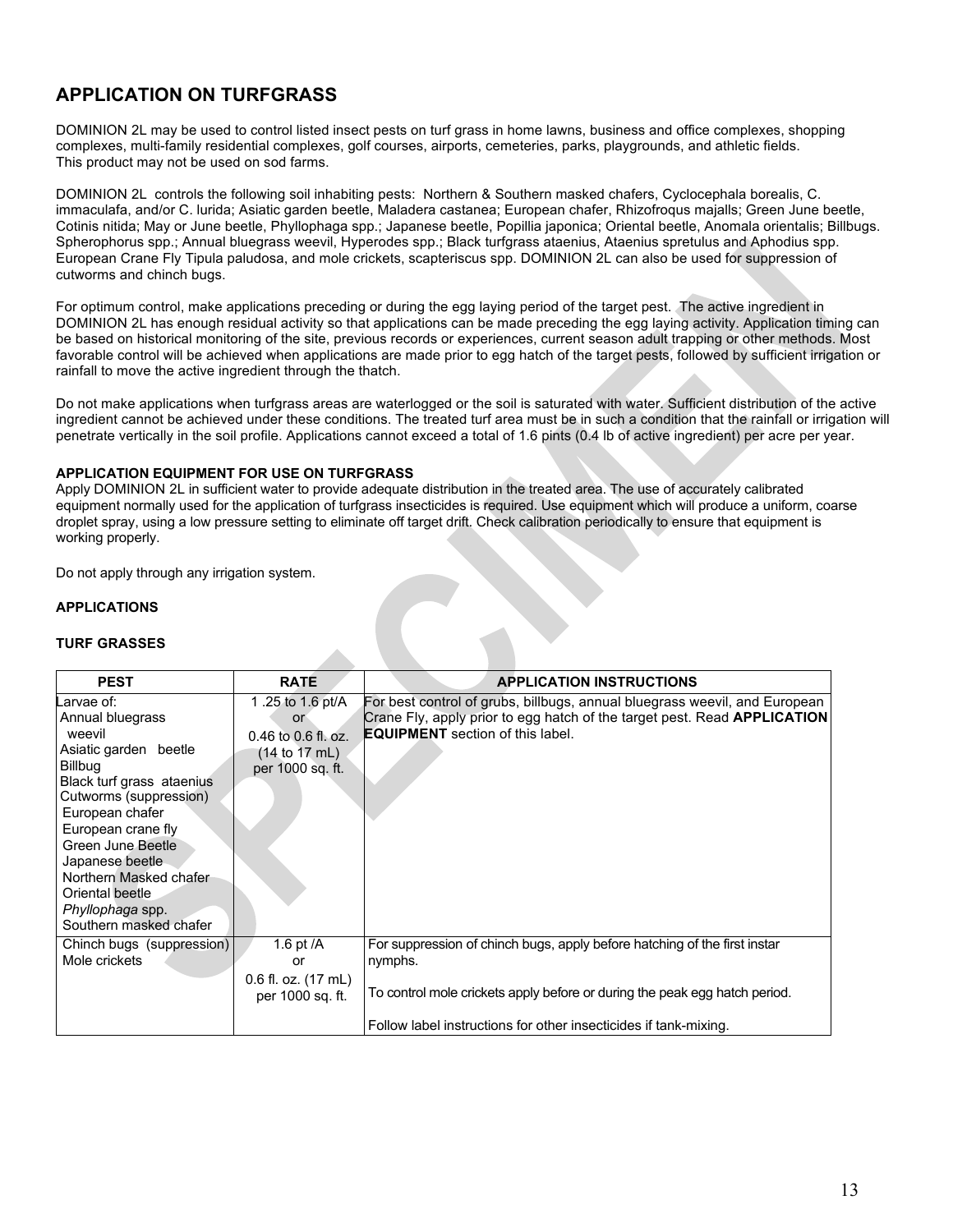## APPLICATION ON TURFGRASS

DOMINION 2L may be used to control listed insect pests on turf grass in home lawns, business and office complexes, shopping complexes, multi-family residential complexes, golf courses, airports, cemeteries, parks, playgrounds, and athletic fields. This product may not be used on sod farms.

DOMINION 2L controls the following soil inhabiting pests: Northern & Southern masked chafers, Cyclocephala borealis, C. immaculafa, and/or C. lurida; Asiatic garden beetle, Maladera castanea; European chafer, Rhizofroqus majalls; Green June beetle, Cotinis nitida; May or June beetle, Phyllophaga spp.; Japanese beetle, Popillia japonica; Oriental beetle, Anomala orientalis; Billbugs. Spherophorus spp.; Annual bluegrass weevil, Hyperodes spp.; Black turfgrass ataenius, Ataenius spretulus and Aphodius spp. European Crane Fly Tipula paludosa, and mole crickets, scapteriscus spp. DOMINION 2L can also be used for suppression of cutworms and chinch bugs.

For optimum control, make applications preceding or during the egg laying period of the target pest. The active ingredient in DOMINION 2L has enough residual activity so that applications can be made preceding the egg laying activity. Application timing can be based on historical monitoring of the site, previous records or experiences, current season adult trapping or other methods. Most favorable control will be achieved when applications are made prior to egg hatch of the target pests, followed by sufficient irrigation or rainfall to move the active ingredient through the thatch.

Do not make applications when turfgrass areas are waterlogged or the soil is saturated with water. Sufficient distribution of the active ingredient cannot be achieved under these conditions. The treated turf area must be in such a condition that the rainfall or irrigation will penetrate vertically in the soil profile. Applications cannot exceed a total of 1.6 pints (0.4 lb of active ingredient) per acre per year.

**APPLICATION EQUIPMENT FOR USE ON TURFGRASS**

Apply DOMINION 2L in sufficient water to provide adequate distribution in the treated area. The use of accurately calibrated equipment normally used for the application of turfgrass insecticides is required. Use equipment which will produce a uniform, coarse droplet spray, using a low pressure setting to eliminate off target drift. Check calibration periodically to ensure that equipment is working properly.

Do not apply through any irrigation system.

**APPLICATIONS**

**TURF GRASSES**

| PEST | RATE | APPLICATION INSTRUCTIONS |
|---|---|---|
| Larvae of:<br>Annual bluegrass weevil<br>Asiatic garden beetle<br>Billbug<br>Black turf grass ataenius<br>Cutworms (suppression)<br>European chafer<br>European crane fly<br>Green June Beetle<br>Japanese beetle<br>Northern Masked chafer<br>Oriental beetle<br>*Phyllophaga* spp.<br>Southern masked chafer | 1 .25 to 1.6 pt/A<br>or<br>0.46 to 0.6 fl. oz.<br>(14 to 17 mL)<br>per 1000 sq. ft. | For best control of grubs, billbugs, annual bluegrass weevil, and European Crane Fly, apply prior to egg hatch of the target pest. Read **APPLICATION EQUIPMENT** section of this label. |
| Chinch bugs (suppression)<br>Mole crickets | 1.6 pt /A<br>or<br>0.6 fl. oz. (17 mL)<br>per 1000 sq. ft. | For suppression of chinch bugs, apply before hatching of the first instar nymphs.<br><br>To control mole crickets apply before or during the peak egg hatch period.<br><br>Follow label instructions for other insecticides if tank-mixing. |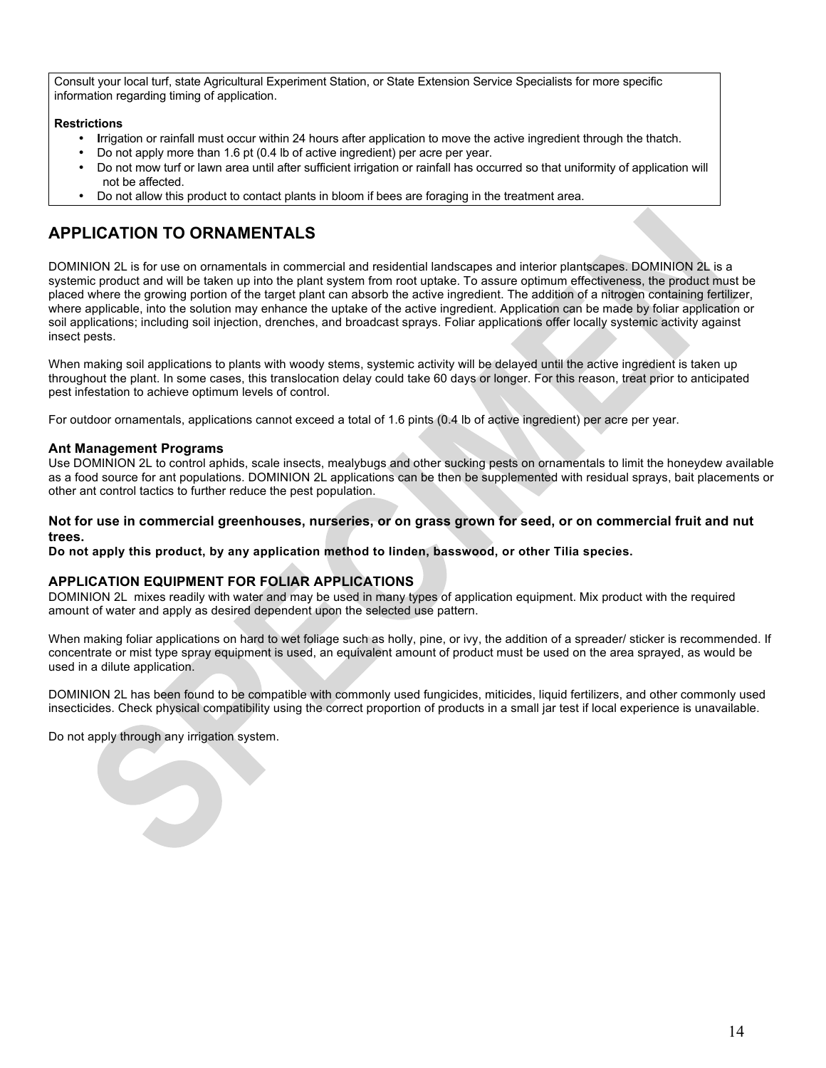Consult your local turf, state Agricultural Experiment Station, or State Extension Service Specialists for more specific information regarding timing of application.

**Restrictions**

- Irrigation or rainfall must occur within 24 hours after application to move the active ingredient through the thatch.
- Do not apply more than 1.6 pt (0.4 lb of active ingredient) per acre per year.
- Do not mow turf or lawn area until after sufficient irrigation or rainfall has occurred so that uniformity of application will not be affected.
- Do not allow this product to contact plants in bloom if bees are foraging in the treatment area.

## APPLICATION TO ORNAMENTALS

DOMINION 2L is for use on ornamentals in commercial and residential landscapes and interior plantscapes. DOMINION 2L is a systemic product and will be taken up into the plant system from root uptake. To assure optimum effectiveness, the product must be placed where the growing portion of the target plant can absorb the active ingredient. The addition of a nitrogen containing fertilizer, where applicable, into the solution may enhance the uptake of the active ingredient. Application can be made by foliar application or soil applications; including soil injection, drenches, and broadcast sprays. Foliar applications offer locally systemic activity against insect pests.

When making soil applications to plants with woody stems, systemic activity will be delayed until the active ingredient is taken up throughout the plant. In some cases, this translocation delay could take 60 days or longer. For this reason, treat prior to anticipated pest infestation to achieve optimum levels of control.

For outdoor ornamentals, applications cannot exceed a total of 1.6 pints (0.4 lb of active ingredient) per acre per year.

### Ant Management Programs

Use DOMINION 2L to control aphids, scale insects, mealybugs and other sucking pests on ornamentals to limit the honeydew available as a food source for ant populations. DOMINION 2L applications can be then be supplemented with residual sprays, bait placements or other ant control tactics to further reduce the pest population.

**Not for use in commercial greenhouses, nurseries, or on grass grown for seed, or on commercial fruit and nut trees.**

**Do not apply this product, by any application method to linden, basswood, or other Tilia species.**

### APPLICATION EQUIPMENT FOR FOLIAR APPLICATIONS

DOMINION 2L mixes readily with water and may be used in many types of application equipment. Mix product with the required amount of water and apply as desired dependent upon the selected use pattern.

When making foliar applications on hard to wet foliage such as holly, pine, or ivy, the addition of a spreader/ sticker is recommended. If concentrate or mist type spray equipment is used, an equivalent amount of product must be used on the area sprayed, as would be used in a dilute application.

DOMINION 2L has been found to be compatible with commonly used fungicides, miticides, liquid fertilizers, and other commonly used insecticides. Check physical compatibility using the correct proportion of products in a small jar test if local experience is unavailable.

Do not apply through any irrigation system.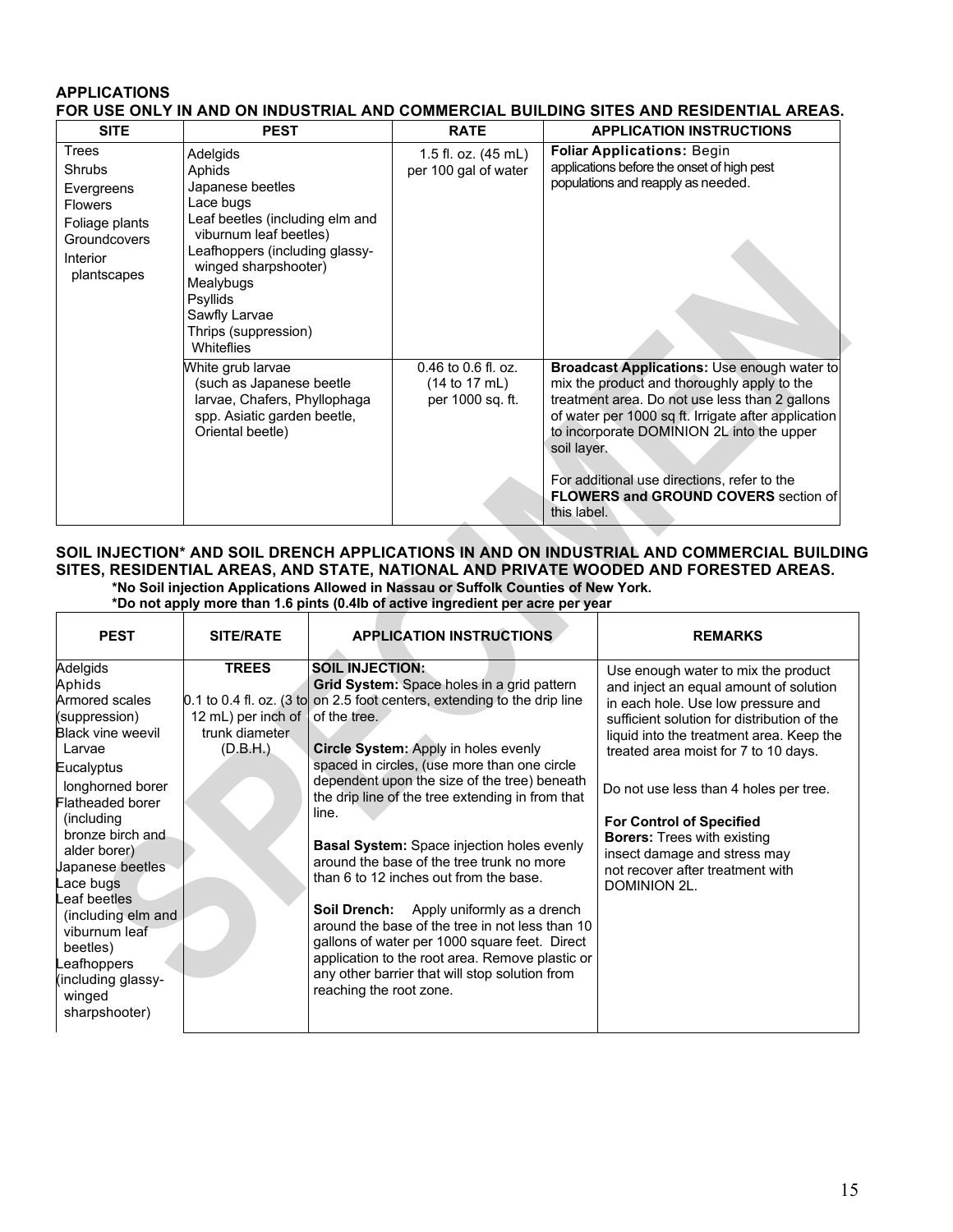**APPLICATIONS**
**FOR USE ONLY IN AND ON INDUSTRIAL AND COMMERCIAL BUILDING SITES AND RESIDENTIAL AREAS.**

| SITE | PEST | RATE | APPLICATION INSTRUCTIONS |
|---|---|---|---|
| Trees<br>Shrubs<br>Evergreens<br>Flowers<br>Foliage plants<br>Groundcovers<br>Interior plantscapes | Adelgids<br>Aphids<br>Japanese beetles<br>Lace bugs<br>Leaf beetles (including elm and viburnum leaf beetles)<br>Leafhoppers (including glassy-winged sharpshooter)<br>Mealybugs<br>Psyllids<br>Sawfly Larvae<br>Thrips (suppression)<br>Whiteflies | 1.5 fl. oz. (45 mL) per 100 gal of water | **Foliar Applications:** Begin applications before the onset of high pest populations and reapply as needed. |
| | White grub larvae (such as Japanese beetle larvae, Chafers, Phyllophaga spp. Asiatic garden beetle, Oriental beetle) | 0.46 to 0.6 fl. oz. (14 to 17 mL) per 1000 sq. ft. | **Broadcast Applications:** Use enough water to mix the product and thoroughly apply to the treatment area. Do not use less than 2 gallons of water per 1000 sq ft. Irrigate after application to incorporate DOMINION 2L into the upper soil layer.<br><br>For additional use directions, refer to the **FLOWERS and GROUND COVERS** section of this label. |

**SOIL INJECTION* AND SOIL DRENCH APPLICATIONS IN AND ON INDUSTRIAL AND COMMERCIAL BUILDING SITES, RESIDENTIAL AREAS, AND STATE, NATIONAL AND PRIVATE WOODED AND FORESTED AREAS.**

**\*No Soil injection Applications Allowed in Nassau or Suffolk Counties of New York.**
**\*Do not apply more than 1.6 pints (0.4lb of active ingredient per acre per year**

| PEST | SITE/RATE | APPLICATION INSTRUCTIONS | REMARKS |
|---|---|---|---|
| Adelgids<br>Aphids<br>Armored scales (suppression)<br>Black vine weevil Larvae<br>Eucalyptus longhorned borer<br>Flatheaded borer (including bronze birch and alder borer)<br>Japanese beetles<br>Lace bugs<br>Leaf beetles (including elm and viburnum leaf beetles)<br>Leafhoppers (including glassy-winged sharpshooter) | **TREES**<br><br>0.1 to 0.4 fl. oz. (3 to 12 mL) per inch of trunk diameter (D.B.H.) | **SOIL INJECTION:**<br>**Grid System:** Space holes in a grid pattern on 2.5 foot centers, extending to the drip line of the tree.<br><br>**Circle System:** Apply in holes evenly spaced in circles, (use more than one circle dependent upon the size of the tree) beneath the drip line of the tree extending in from that line.<br><br>**Basal System:** Space injection holes evenly around the base of the tree trunk no more than 6 to 12 inches out from the base.<br><br>**Soil Drench:** Apply uniformly as a drench around the base of the tree in not less than 10 gallons of water per 1000 square feet. Direct application to the root area. Remove plastic or any other barrier that will stop solution from reaching the root zone. | Use enough water to mix the product and inject an equal amount of solution in each hole. Use low pressure and sufficient solution for distribution of the liquid into the treatment area. Keep the treated area moist for 7 to 10 days.<br><br>Do not use less than 4 holes per tree.<br><br>**For Control of Specified Borers:** Trees with existing insect damage and stress may not recover after treatment with DOMINION 2L. |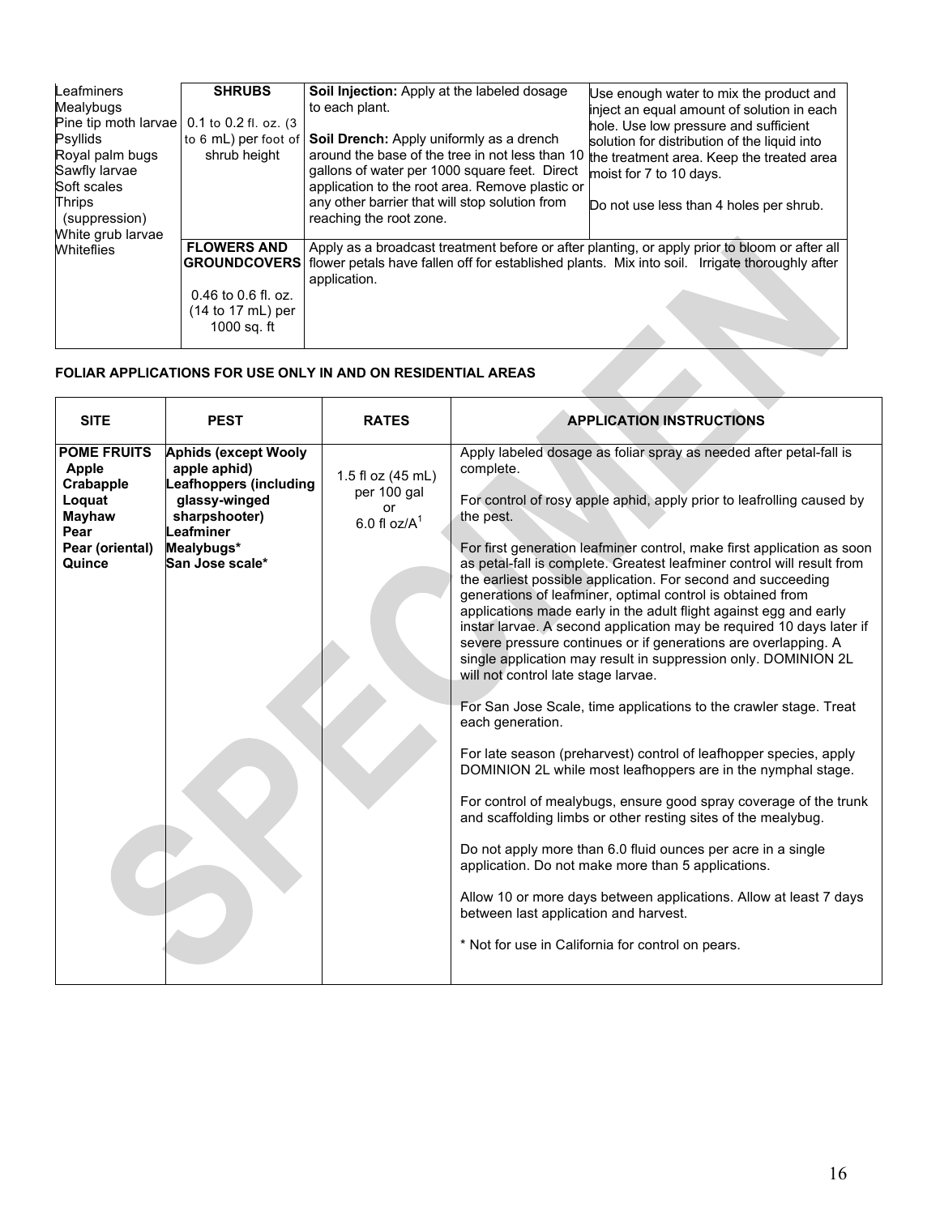| | | | |
|---|---|---|---|
| Leafminers<br>Mealybugs<br>Pine tip moth larvae<br>Psyllids<br>Royal palm bugs<br>Sawfly larvae<br>Soft scales<br>Thrips (suppression)<br>White grub larvae<br>Whiteflies | **SHRUBS**<br>0.1 to 0.2 fl. oz. (3 to 6 mL) per foot of shrub height | **Soil Injection:** Apply at the labeled dosage to each plant.<br><br>**Soil Drench:** Apply uniformly as a drench around the base of the tree in not less than 10 gallons of water per 1000 square feet. Direct application to the root area. Remove plastic or any other barrier that will stop solution from reaching the root zone. | Use enough water to mix the product and inject an equal amount of solution in each hole. Use low pressure and sufficient solution for distribution of the liquid into the treatment area. Keep the treated area moist for 7 to 10 days.<br><br>Do not use less than 4 holes per shrub. |
| | **FLOWERS AND GROUNDCOVERS**<br>0.46 to 0.6 fl. oz. (14 to 17 mL) per 1000 sq. ft | Apply as a broadcast treatment before or after planting, or apply prior to bloom or after all flower petals have fallen off for established plants. Mix into soil. Irrigate thoroughly after application. | |

**FOLIAR APPLICATIONS FOR USE ONLY IN AND ON RESIDENTIAL AREAS**

| SITE | PEST | RATES | APPLICATION INSTRUCTIONS |
|---|---|---|---|
| **POME FRUITS**<br>**Apple**<br>**Crabapple**<br>**Loquat**<br>**Mayhaw**<br>**Pear**<br>**Pear (oriental)**<br>**Quince** | **Aphids (except Wooly apple aphid)**<br>**Leafhoppers (including glassy-winged sharpshooter)**<br>**Leafminer**<br>**Mealybugs***<br>**San Jose scale*** | 1.5 fl oz (45 mL) per 100 gal<br>or<br>6.0 fl oz/A[1] | Apply labeled dosage as foliar spray as needed after petal-fall is complete.<br><br>For control of rosy apple aphid, apply prior to leafrolling caused by the pest.<br><br>For first generation leafminer control, make first application as soon as petal-fall is complete. Greatest leafminer control will result from the earliest possible application. For second and succeeding generations of leafminer, optimal control is obtained from applications made early in the adult flight against egg and early instar larvae. A second application may be required 10 days later if severe pressure continues or if generations are overlapping. A single application may result in suppression only. DOMINION 2L will not control late stage larvae.<br><br>For San Jose Scale, time applications to the crawler stage. Treat each generation.<br><br>For late season (preharvest) control of leafhopper species, apply DOMINION 2L while most leafhoppers are in the nymphal stage.<br><br>For control of mealybugs, ensure good spray coverage of the trunk and scaffolding limbs or other resting sites of the mealybug.<br><br>Do not apply more than 6.0 fluid ounces per acre in a single application. Do not make more than 5 applications.<br><br>Allow 10 or more days between applications. Allow at least 7 days between last application and harvest.<br><br>* Not for use in California for control on pears. |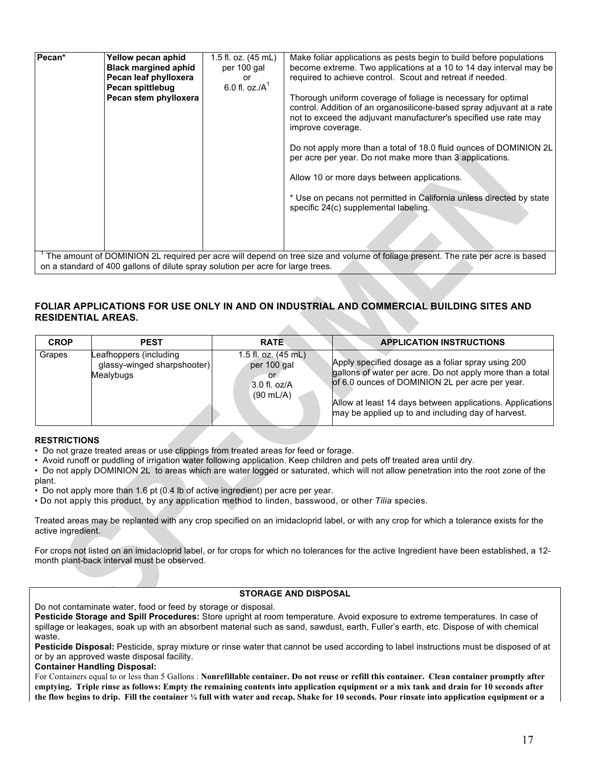| | | | |
|---|---|---|---|
| Pecan* | **Yellow pecan aphid**<br>**Black margined aphid**<br>**Pecan leaf phylloxera**<br>**Pecan spittlebug**<br>**Pecan stem phylloxera** | 1.5 fl. oz. (45 mL) per 100 gal or 6.0 fl. oz./A[1] | Make foliar applications as pests begin to build before populations become extreme. Two applications at a 10 to 14 day interval may be required to achieve control. Scout and retreat if needed.<br><br>Thorough uniform coverage of foliage is necessary for optimal control. Addition of an organosilicone-based spray adjuvant at a rate not to exceed the adjuvant manufacturer's specified use rate may improve coverage.<br><br>Do not apply more than a total of 18.0 fluid ounces of DOMINION 2L per acre per year. Do not make more than 3 applications.<br><br>Allow 10 or more days between applications.<br><br>* Use on pecans not permitted in California unless directed by state specific 24(c) supplemental labeling. |

[1] The amount of DOMINION 2L required per acre will depend on tree size and volume of foliage present. The rate per acre is based on a standard of 400 gallons of dilute spray solution per acre for large trees.

## FOLIAR APPLICATIONS FOR USE ONLY IN AND ON INDUSTRIAL AND COMMERCIAL BUILDING SITES AND RESIDENTIAL AREAS.

| CROP | PEST | RATE | APPLICATION INSTRUCTIONS |
|---|---|---|---|
| Grapes | Leafhoppers (including glassy-winged sharpshooter)<br>Mealybugs | 1.5 fl. oz. (45 mL) per 100 gal or 3.0 fl. oz/A (90 mL/A) | Apply specified dosage as a foliar spray using 200 gallons of water per acre. Do not apply more than a total of 6.0 ounces of DOMINION 2L per acre per year.<br><br>Allow at least 14 days between applications. Applications may be applied up to and including day of harvest. |

**RESTRICTIONS**

- Do not graze treated areas or use clippings from treated areas for feed or forage.
- Avoid runoff or puddling of irrigation water following application. Keep children and pets off treated area until dry.
- Do not apply DOMINION 2L to areas which are water logged or saturated, which will not allow penetration into the root zone of the plant.
- Do not apply more than 1.6 pt (0.4 lb of active ingredient) per acre per year.
- Do not apply this product, by any application method to linden, basswood, or other *Tilia* species.

Treated areas may be replanted with any crop specified on an imidacloprid label, or with any crop for which a tolerance exists for the active ingredient.

For crops not listed on an imidacloprid label, or for crops for which no tolerances for the active Ingredient have been established, a 12-month plant-back interval must be observed.

**STORAGE AND DISPOSAL**

Do not contaminate water, food or feed by storage or disposal.

**Pesticide Storage and Spill Procedures:** Store upright at room temperature. Avoid exposure to extreme temperatures. In case of spillage or leakages, soak up with an absorbent material such as sand, sawdust, earth, Fuller's earth, etc. Dispose of with chemical waste.

**Pesticide Disposal:** Pesticide, spray mixture or rinse water that cannot be used according to label instructions must be disposed of at or by an approved waste disposal facility.

**Container Handling Disposal:**

For Containers equal to or less than 5 Gallons : **Nonrefillable container. Do not reuse or refill this container. Clean container promptly after emptying. Triple rinse as follows: Empty the remaining contents into application equipment or a mix tank and drain for 10 seconds after the flow begins to drip. Fill the container ¼ full with water and recap. Shake for 10 seconds. Pour rinsate into application equipment or a**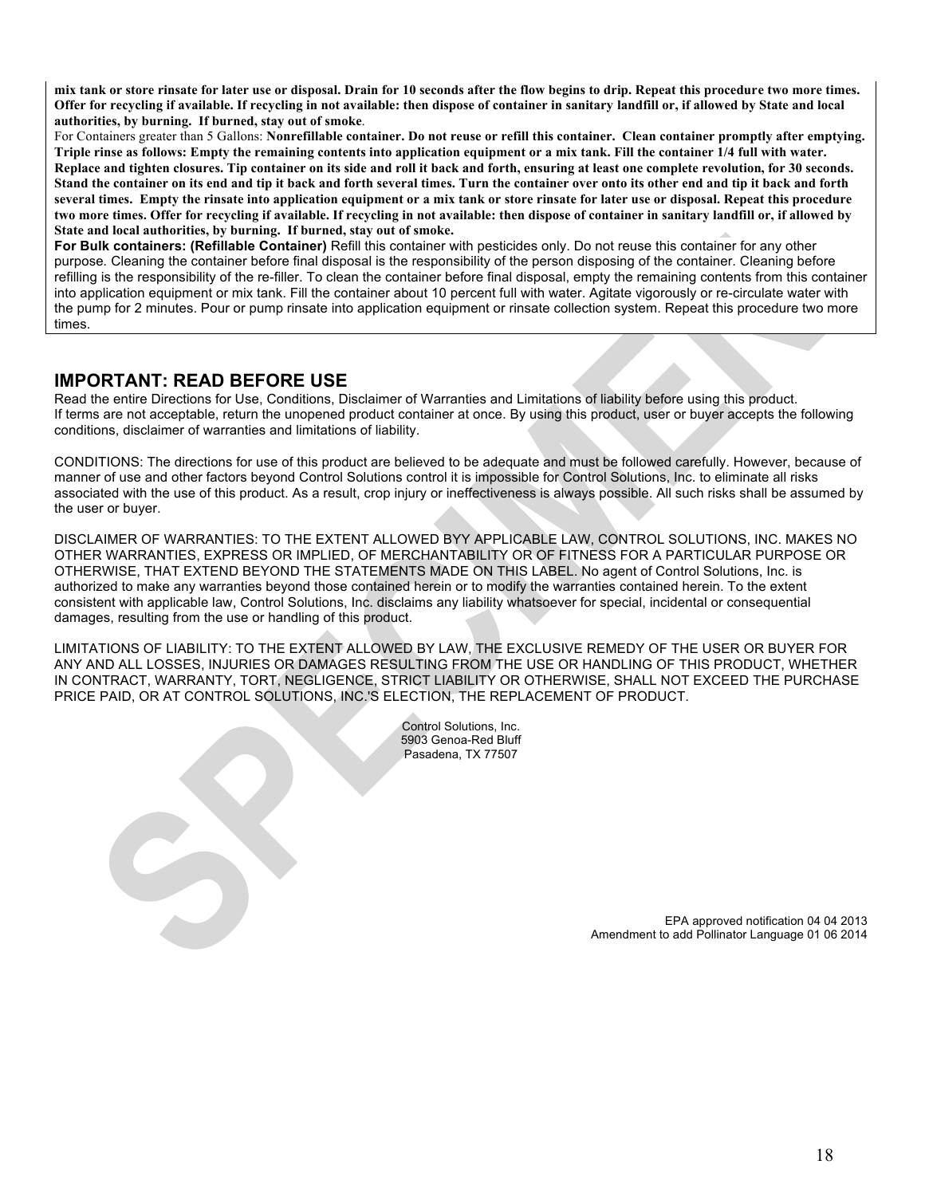**mix tank or store rinsate for later use or disposal. Drain for 10 seconds after the flow begins to drip. Repeat this procedure two more times. Offer for recycling if available. If recycling in not available: then dispose of container in sanitary landfill or, if allowed by State and local authorities, by burning. If burned, stay out of smoke**.

For Containers greater than 5 Gallons: **Nonrefillable container. Do not reuse or refill this container. Clean container promptly after emptying. Triple rinse as follows: Empty the remaining contents into application equipment or a mix tank. Fill the container 1/4 full with water. Replace and tighten closures. Tip container on its side and roll it back and forth, ensuring at least one complete revolution, for 30 seconds. Stand the container on its end and tip it back and forth several times. Turn the container over onto its other end and tip it back and forth several times. Empty the rinsate into application equipment or a mix tank or store rinsate for later use or disposal. Repeat this procedure two more times. Offer for recycling if available. If recycling in not available: then dispose of container in sanitary landfill or, if allowed by State and local authorities, by burning. If burned, stay out of smoke.**

**For Bulk containers: (Refillable Container)** Refill this container with pesticides only. Do not reuse this container for any other purpose. Cleaning the container before final disposal is the responsibility of the person disposing of the container. Cleaning before refilling is the responsibility of the re-filler. To clean the container before final disposal, empty the remaining contents from this container into application equipment or mix tank. Fill the container about 10 percent full with water. Agitate vigorously or re-circulate water with the pump for 2 minutes. Pour or pump rinsate into application equipment or rinsate collection system. Repeat this procedure two more times.

## IMPORTANT: READ BEFORE USE

Read the entire Directions for Use, Conditions, Disclaimer of Warranties and Limitations of liability before using this product. If terms are not acceptable, return the unopened product container at once. By using this product, user or buyer accepts the following conditions, disclaimer of warranties and limitations of liability.

CONDITIONS: The directions for use of this product are believed to be adequate and must be followed carefully. However, because of manner of use and other factors beyond Control Solutions control it is impossible for Control Solutions, Inc. to eliminate all risks associated with the use of this product. As a result, crop injury or ineffectiveness is always possible. All such risks shall be assumed by the user or buyer.

DISCLAIMER OF WARRANTIES: TO THE EXTENT ALLOWED BYY APPLICABLE LAW, CONTROL SOLUTIONS, INC. MAKES NO OTHER WARRANTIES, EXPRESS OR IMPLIED, OF MERCHANTABILITY OR OF FITNESS FOR A PARTICULAR PURPOSE OR OTHERWISE, THAT EXTEND BEYOND THE STATEMENTS MADE ON THIS LABEL. No agent of Control Solutions, Inc. is authorized to make any warranties beyond those contained herein or to modify the warranties contained herein. To the extent consistent with applicable law, Control Solutions, Inc. disclaims any liability whatsoever for special, incidental or consequential damages, resulting from the use or handling of this product.

LIMITATIONS OF LIABILITY: TO THE EXTENT ALLOWED BY LAW, THE EXCLUSIVE REMEDY OF THE USER OR BUYER FOR ANY AND ALL LOSSES, INJURIES OR DAMAGES RESULTING FROM THE USE OR HANDLING OF THIS PRODUCT, WHETHER IN CONTRACT, WARRANTY, TORT, NEGLIGENCE, STRICT LIABILITY OR OTHERWISE, SHALL NOT EXCEED THE PURCHASE PRICE PAID, OR AT CONTROL SOLUTIONS, INC.'S ELECTION, THE REPLACEMENT OF PRODUCT.

Control Solutions, Inc.
5903 Genoa-Red Bluff
Pasadena, TX 77507

EPA approved notification 04 04 2013
Amendment to add Pollinator Language 01 06 2014